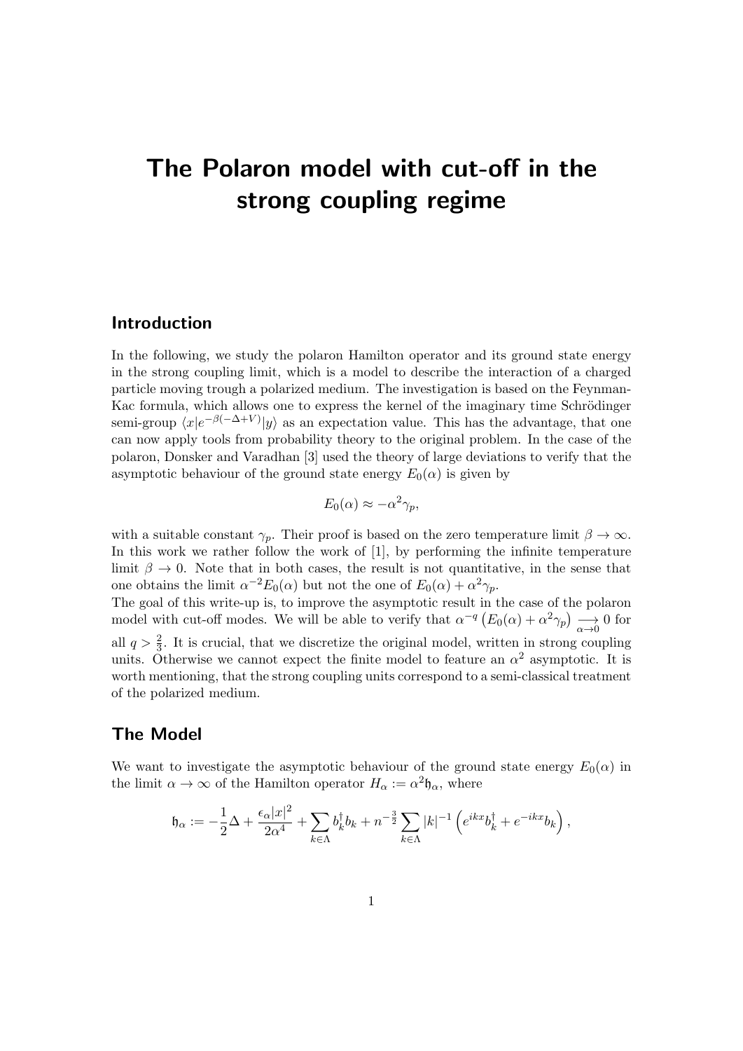# The Polaron model with cut-off in the strong coupling regime

## Introduction

In the following, we study the polaron Hamilton operator and its ground state energy in the strong coupling limit, which is a model to describe the interaction of a charged particle moving trough a polarized medium. The investigation is based on the Feynman-Kac formula, which allows one to express the kernel of the imaginary time Schrödinger semi-group $\langle x|e^{-\beta(-\Delta+V)}|y\rangle$ as an expectation value. This has the advantage, that one can now apply tools from probability theory to the original problem. In the case of the polaron, Donsker and Varadhan [3] used the theory of large deviations to verify that the asymptotic behaviour of the ground state energy $E_0(\alpha)$ is given by

$$E_0(\alpha) \approx -\alpha^2\gamma_p,$$

with a suitable constant $\gamma_p$. Their proof is based on the zero temperature limit $\beta \to \infty$. In this work we rather follow the work of [1], by performing the infinite temperature limit $\beta \to 0$. Note that in both cases, the result is not quantitative, in the sense that one obtains the limit $\alpha^{-2}E_0(\alpha)$ but not the one of $E_0(\alpha) + \alpha^2\gamma_p$.

The goal of this write-up is, to improve the asymptotic result in the case of the polaron model with cut-off modes. We will be able to verify that $\alpha^{-q}\left(E_0(\alpha) + \alpha^2\gamma_p\right) \underset{\alpha\to 0}{\longrightarrow} 0$ for all $q > \frac{2}{3}$. It is crucial, that we discretize the original model, written in strong coupling units. Otherwise we cannot expect the finite model to feature an $\alpha^2$ asymptotic. It is worth mentioning, that the strong coupling units correspond to a semi-classical treatment of the polarized medium.

## The Model

We want to investigate the asymptotic behaviour of the ground state energy $E_0(\alpha)$ in the limit $\alpha \to \infty$ of the Hamilton operator $H_\alpha := \alpha^2\mathfrak{h}_\alpha$, where

$$\mathfrak{h}_\alpha := -\frac{1}{2}\Delta + \frac{\epsilon_\alpha |x|^2}{2\alpha^4} + \sum_{k\in\Lambda} b_k^\dagger b_k + n^{-\frac{3}{2}} \sum_{k\in\Lambda} |k|^{-1}\left(e^{ikx}b_k^\dagger + e^{-ikx}b_k\right),$$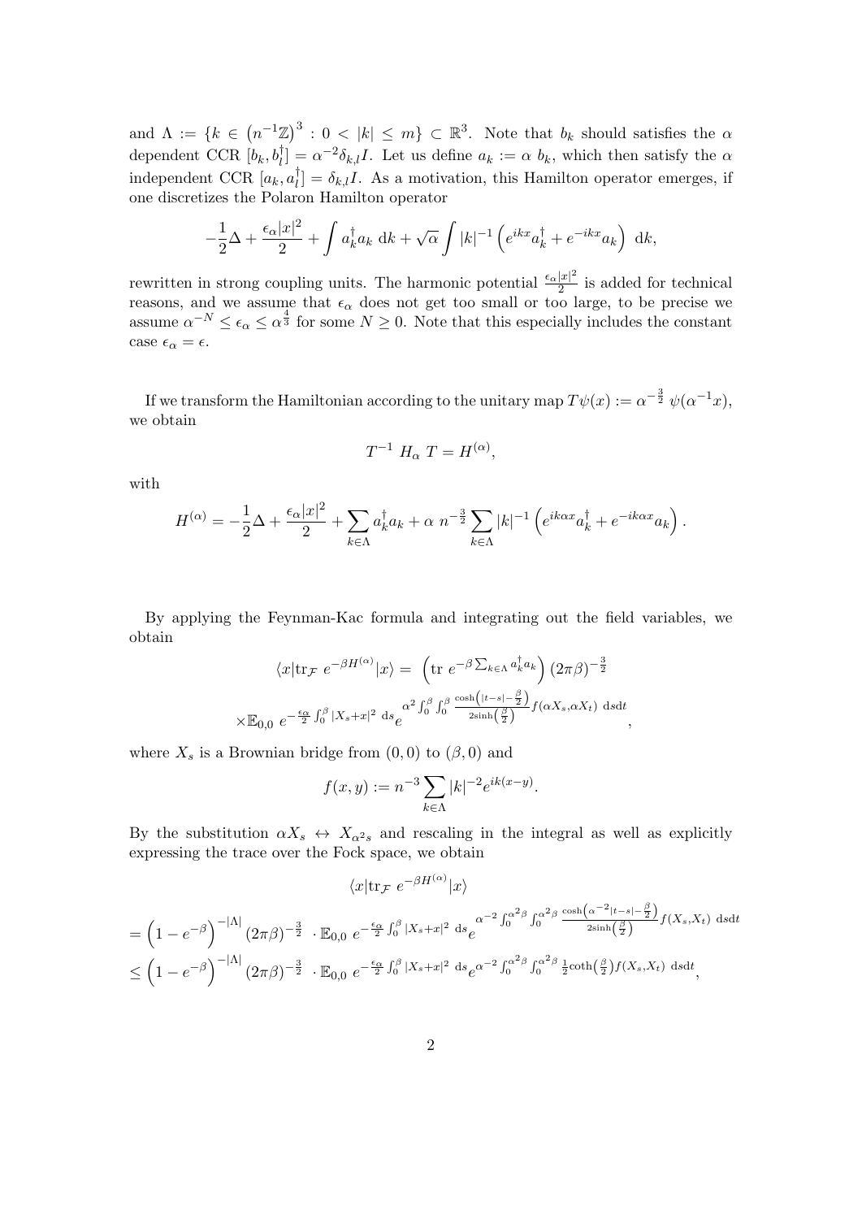and $\Lambda := \{k \in \left(n^{-1}\mathbb{Z}\right)^3 : 0 < |k| \leq m\} \subset \mathbb{R}^3$. Note that $b_k$ should satisfies the $\alpha$ dependent CCR $[b_k, b_l^\dagger] = \alpha^{-2}\delta_{k,l}I$. Let us define $a_k := \alpha\ b_k$, which then satisfy the $\alpha$ independent CCR $[a_k, a_l^\dagger] = \delta_{k,l}I$. As a motivation, this Hamilton operator emerges, if one discretizes the Polaron Hamilton operator

$$
-\frac{1}{2}\Delta + \frac{\epsilon_\alpha |x|^2}{2} + \int a_k^\dagger a_k \ \mathrm{d}k + \sqrt{\alpha}\int |k|^{-1}\left(e^{ikx}a_k^\dagger + e^{-ikx}a_k\right)\ \mathrm{d}k,
$$

rewritten in strong coupling units. The harmonic potential $\frac{\epsilon_\alpha |x|^2}{2}$ is added for technical reasons, and we assume that $\epsilon_\alpha$ does not get too small or too large, to be precise we assume $\alpha^{-N} \leq \epsilon_\alpha \leq \alpha^{\frac{4}{3}}$ for some $N \geq 0$. Note that this especially includes the constant case $\epsilon_\alpha = \epsilon$.

If we transform the Hamiltonian according to the unitary map $T\psi(x) := \alpha^{-\frac{3}{2}}\ \psi(\alpha^{-1}x)$, we obtain

$$
T^{-1}\ H_\alpha\ T = H^{(\alpha)},
$$

with

$$
H^{(\alpha)} = -\frac{1}{2}\Delta + \frac{\epsilon_\alpha |x|^2}{2} + \sum_{k\in\Lambda} a_k^\dagger a_k + \alpha\ n^{-\frac{3}{2}}\sum_{k\in\Lambda}|k|^{-1}\left(e^{ik\alpha x}a_k^\dagger + e^{-ik\alpha x}a_k\right).
$$

By applying the Feynman-Kac formula and integrating out the field variables, we obtain

$$
\langle x|\mathrm{tr}_{\mathcal{F}}\ e^{-\beta H^{(\alpha)}}|x\rangle = \left(\mathrm{tr}\ e^{-\beta\sum_{k\in\Lambda}a_k^\dagger a_k}\right)(2\pi\beta)^{-\frac{3}{2}}
$$

$$
\times\mathbb{E}_{0,0}\ e^{-\frac{\epsilon_\alpha}{2}\int_0^\beta |X_s+x|^2\ \mathrm{d}s}e^{\alpha^2\int_0^\beta\int_0^\beta \frac{\cosh\left(|t-s|-\frac{\beta}{2}\right)}{2\sinh\left(\frac{\beta}{2}\right)}f(\alpha X_s,\alpha X_t)\ \mathrm{d}s\mathrm{d}t},
$$

where $X_s$ is a Brownian bridge from $(0,0)$ to $(\beta,0)$ and

$$
f(x,y) := n^{-3}\sum_{k\in\Lambda}|k|^{-2}e^{ik(x-y)}.
$$

By the substitution $\alpha X_s \leftrightarrow X_{\alpha^2 s}$ and rescaling in the integral as well as explicitly expressing the trace over the Fock space, we obtain

$$
\langle x|\mathrm{tr}_{\mathcal{F}}\ e^{-\beta H^{(\alpha)}}|x\rangle
$$

$$
= \left(1-e^{-\beta}\right)^{-|\Lambda|}(2\pi\beta)^{-\frac{3}{2}}\ \cdot\mathbb{E}_{0,0}\ e^{-\frac{\epsilon_\alpha}{2}\int_0^\beta |X_s+x|^2\ \mathrm{d}s}e^{\alpha^{-2}\int_0^{\alpha^2\beta}\int_0^{\alpha^2\beta}\frac{\cosh\left(\alpha^{-2}|t-s|-\frac{\beta}{2}\right)}{2\sinh\left(\frac{\beta}{2}\right)}f(X_s,X_t)\ \mathrm{d}s\mathrm{d}t}
$$

$$
\leq \left(1-e^{-\beta}\right)^{-|\Lambda|}(2\pi\beta)^{-\frac{3}{2}}\ \cdot\mathbb{E}_{0,0}\ e^{-\frac{\epsilon_\alpha}{2}\int_0^\beta |X_s+x|^2\ \mathrm{d}s}e^{\alpha^{-2}\int_0^{\alpha^2\beta}\int_0^{\alpha^2\beta}\frac{1}{2}\coth\left(\frac{\beta}{2}\right)f(X_s,X_t)\ \mathrm{d}s\mathrm{d}t},
$$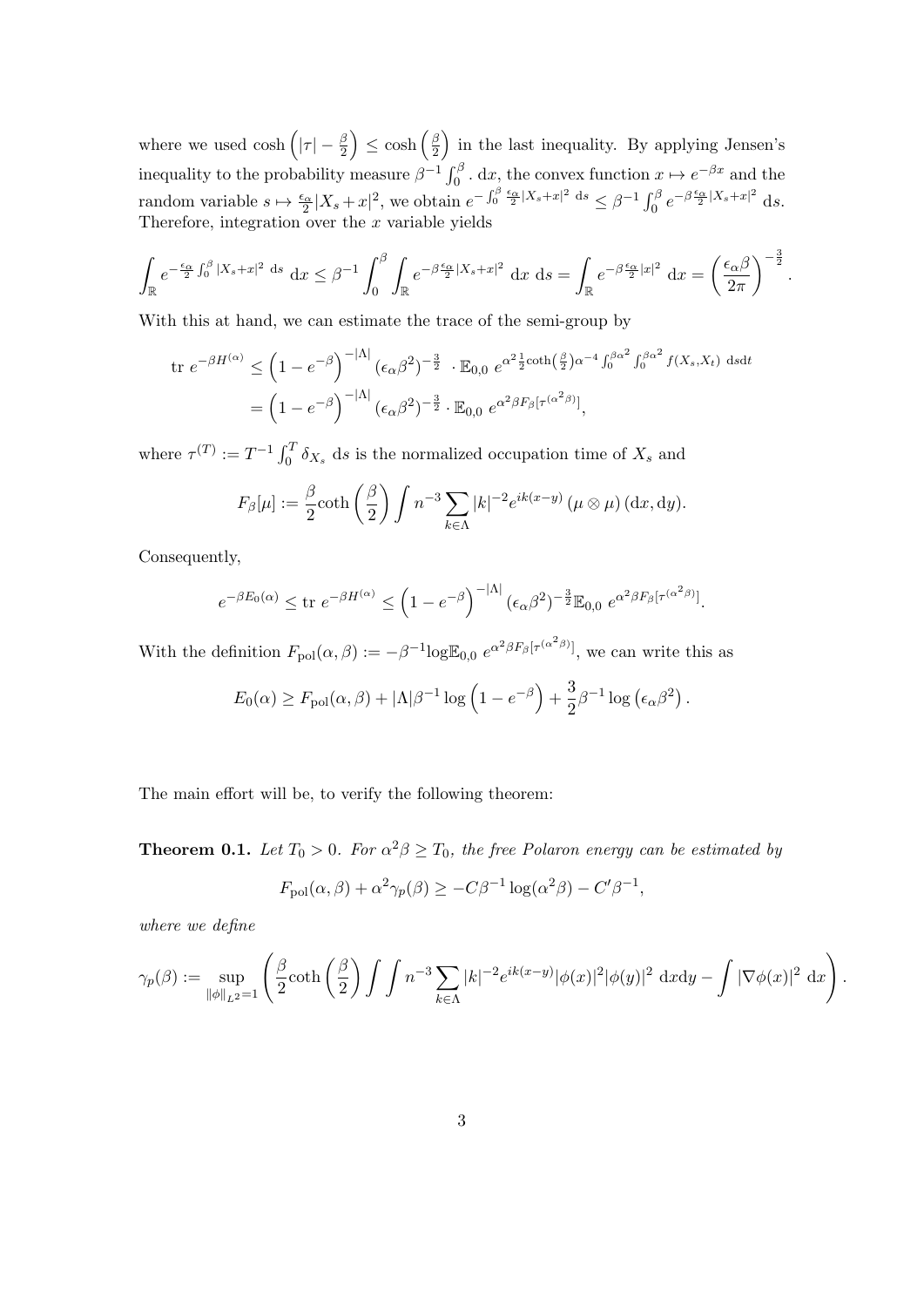where we used $\cosh\left(|\tau| - \frac{\beta}{2}\right) \leq \cosh\left(\frac{\beta}{2}\right)$ in the last inequality. By applying Jensen's inequality to the probability measure $\beta^{-1}\int_0^\beta \cdot \, \mathrm{d}x$, the convex function $x \mapsto e^{-\beta x}$ and the random variable $s \mapsto \frac{\epsilon_\alpha}{2}|X_s + x|^2$, we obtain $e^{-\int_0^\beta \frac{\epsilon_\alpha}{2}|X_s+x|^2 \, \mathrm{d}s} \leq \beta^{-1}\int_0^\beta e^{-\beta\frac{\epsilon_\alpha}{2}|X_s+x|^2} \, \mathrm{d}s$. Therefore, integration over the $x$ variable yields

$$\int_{\mathbb{R}} e^{-\frac{\epsilon_\alpha}{2}\int_0^\beta |X_s+x|^2 \, \mathrm{d}s} \, \mathrm{d}x \leq \beta^{-1}\int_0^\beta \int_{\mathbb{R}} e^{-\beta\frac{\epsilon_\alpha}{2}|X_s+x|^2} \, \mathrm{d}x \, \mathrm{d}s = \int_{\mathbb{R}} e^{-\beta\frac{\epsilon_\alpha}{2}|x|^2} \, \mathrm{d}x = \left(\frac{\epsilon_\alpha\beta}{2\pi}\right)^{-\frac{3}{2}}.$$

With this at hand, we can estimate the trace of the semi-group by

$$\begin{aligned}
\mathrm{tr}\ e^{-\beta H^{(\alpha)}} &\leq \left(1 - e^{-\beta}\right)^{-|\Lambda|} \left(\epsilon_\alpha \beta^2\right)^{-\frac{3}{2}} \cdot \mathbb{E}_{0,0}\ e^{\alpha^2 \frac{1}{2}\coth\left(\frac{\beta}{2}\right)\alpha^{-4}\int_0^{\beta\alpha^2}\int_0^{\beta\alpha^2} f(X_s,X_t) \, \mathrm{d}s\mathrm{d}t} \\
&= \left(1 - e^{-\beta}\right)^{-|\Lambda|} \left(\epsilon_\alpha \beta^2\right)^{-\frac{3}{2}} \cdot \mathbb{E}_{0,0}\ e^{\alpha^2\beta F_\beta[\tau^{(\alpha^2\beta)}]},
\end{aligned}$$

where $\tau^{(T)} := T^{-1}\int_0^T \delta_{X_s} \, \mathrm{d}s$ is the normalized occupation time of $X_s$ and

$$F_\beta[\mu] := \frac{\beta}{2}\coth\left(\frac{\beta}{2}\right)\int n^{-3}\sum_{k\in\Lambda}|k|^{-2}e^{ik(x-y)}\left(\mu\otimes\mu\right)(\mathrm{d}x, \mathrm{d}y).$$

Consequently,

$$e^{-\beta E_0(\alpha)} \leq \mathrm{tr}\ e^{-\beta H^{(\alpha)}} \leq \left(1 - e^{-\beta}\right)^{-|\Lambda|}\left(\epsilon_\alpha\beta^2\right)^{-\frac{3}{2}}\mathbb{E}_{0,0}\ e^{\alpha^2\beta F_\beta[\tau^{(\alpha^2\beta)}]}.$$

With the definition $F_{\mathrm{pol}}(\alpha, \beta) := -\beta^{-1}\log\mathbb{E}_{0,0}\ e^{\alpha^2\beta F_\beta[\tau^{(\alpha^2\beta)}]}$, we can write this as

$$E_0(\alpha) \geq F_{\mathrm{pol}}(\alpha, \beta) + |\Lambda|\beta^{-1}\log\left(1 - e^{-\beta}\right) + \frac{3}{2}\beta^{-1}\log\left(\epsilon_\alpha\beta^2\right).$$

The main effort will be, to verify the following theorem:

**Theorem 0.1.** *Let $T_0 > 0$. For $\alpha^2\beta \geq T_0$, the free Polaron energy can be estimated by*

$$F_{\mathrm{pol}}(\alpha, \beta) + \alpha^2\gamma_p(\beta) \geq -C\beta^{-1}\log(\alpha^2\beta) - C'\beta^{-1},$$

*where we define*

$$\gamma_p(\beta) := \sup_{\|\phi\|_{L^2}=1}\left(\frac{\beta}{2}\coth\left(\frac{\beta}{2}\right)\int\int n^{-3}\sum_{k\in\Lambda}|k|^{-2}e^{ik(x-y)}|\phi(x)|^2|\phi(y)|^2 \, \mathrm{d}x\mathrm{d}y - \int|\nabla\phi(x)|^2 \, \mathrm{d}x\right).$$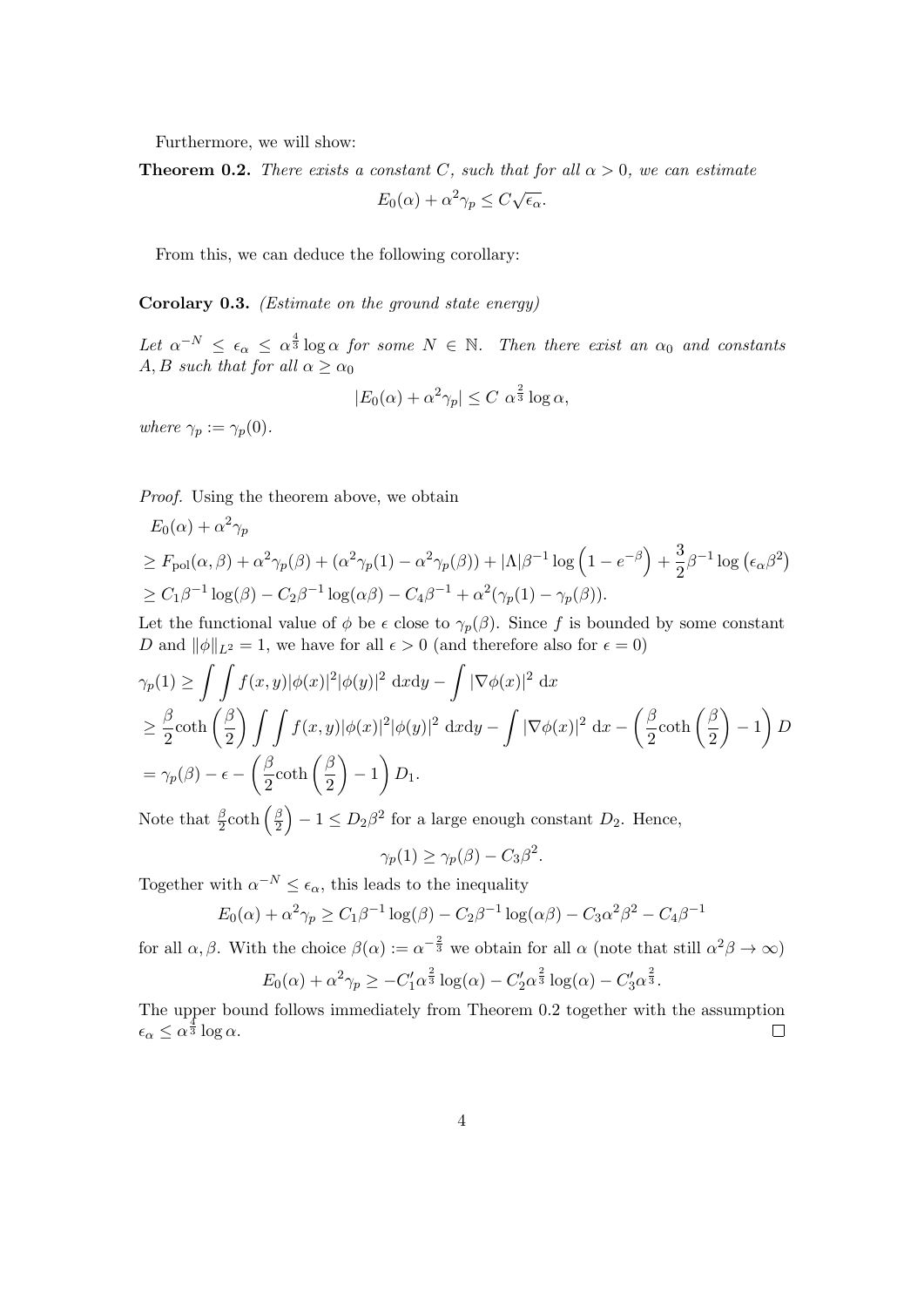Furthermore, we will show:

**Theorem 0.2.** *There exists a constant $C$, such that for all $\alpha > 0$, we can estimate*

$$E_0(\alpha) + \alpha^2 \gamma_p \le C\sqrt{\epsilon_\alpha}.$$

From this, we can deduce the following corollary:

**Corolary 0.3.** *(Estimate on the ground state energy)*

*Let $\alpha^{-N} \le \epsilon_\alpha \le \alpha^{\frac{4}{3}} \log \alpha$ for some $N \in \mathbb{N}$. Then there exist an $\alpha_0$ and constants $A, B$ such that for all $\alpha \ge \alpha_0$*

$$|E_0(\alpha) + \alpha^2 \gamma_p| \le C\ \alpha^{\frac{2}{3}} \log \alpha,$$

*where $\gamma_p := \gamma_p(0)$.*

*Proof.* Using the theorem above, we obtain

$$
\begin{aligned}
&E_0(\alpha) + \alpha^2\gamma_p \\
&\ge F_{\mathrm{pol}}(\alpha,\beta) + \alpha^2\gamma_p(\beta) + (\alpha^2\gamma_p(1) - \alpha^2\gamma_p(\beta)) + |\Lambda|\beta^{-1}\log\left(1-e^{-\beta}\right) + \frac{3}{2}\beta^{-1}\log\left(\epsilon_\alpha\beta^2\right) \\
&\ge C_1\beta^{-1}\log(\beta) - C_2\beta^{-1}\log(\alpha\beta) - C_4\beta^{-1} + \alpha^2(\gamma_p(1) - \gamma_p(\beta)).
\end{aligned}
$$

Let the functional value of $\phi$ be $\epsilon$ close to $\gamma_p(\beta)$. Since $f$ is bounded by some constant $D$ and $\|\phi\|_{L^2} = 1$, we have for all $\epsilon > 0$ (and therefore also for $\epsilon = 0$)

$$
\begin{aligned}
\gamma_p(1) &\ge \int\int f(x,y)|\phi(x)|^2|\phi(y)|^2 \ \mathrm{d}x\mathrm{d}y - \int |\nabla\phi(x)|^2 \ \mathrm{d}x \\
&\ge \frac{\beta}{2}\coth\left(\frac{\beta}{2}\right)\int\int f(x,y)|\phi(x)|^2|\phi(y)|^2 \ \mathrm{d}x\mathrm{d}y - \int |\nabla\phi(x)|^2 \ \mathrm{d}x - \left(\frac{\beta}{2}\coth\left(\frac{\beta}{2}\right) - 1\right)D \\
&= \gamma_p(\beta) - \epsilon - \left(\frac{\beta}{2}\coth\left(\frac{\beta}{2}\right) - 1\right)D_1.
\end{aligned}
$$

Note that $\frac{\beta}{2}\coth\left(\frac{\beta}{2}\right) - 1 \le D_2\beta^2$ for a large enough constant $D_2$. Hence,

$$\gamma_p(1) \ge \gamma_p(\beta) - C_3\beta^2.$$

Together with $\alpha^{-N} \le \epsilon_\alpha$, this leads to the inequality

$$E_0(\alpha) + \alpha^2\gamma_p \ge C_1\beta^{-1}\log(\beta) - C_2\beta^{-1}\log(\alpha\beta) - C_3\alpha^2\beta^2 - C_4\beta^{-1}$$

for all $\alpha, \beta$. With the choice $\beta(\alpha) := \alpha^{-\frac{2}{3}}$ we obtain for all $\alpha$ (note that still $\alpha^2\beta \to \infty$)

$$E_0(\alpha) + \alpha^2\gamma_p \ge -C_1'\alpha^{\frac{2}{3}}\log(\alpha) - C_2'\alpha^{\frac{2}{3}}\log(\alpha) - C_3'\alpha^{\frac{2}{3}}.$$

The upper bound follows immediately from Theorem 0.2 together with the assumption $\epsilon_\alpha \le \alpha^{\frac{4}{3}}\log\alpha$. $\square$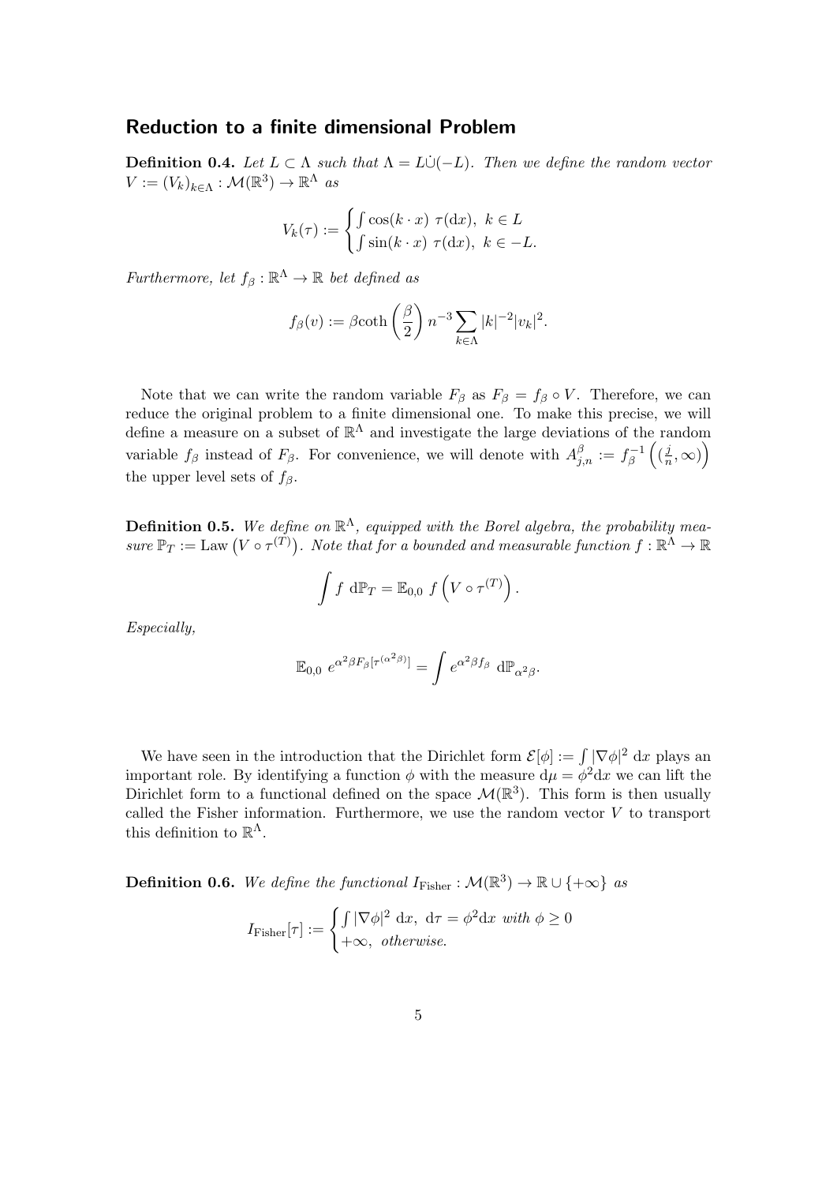## Reduction to a finite dimensional Problem

**Definition 0.4.** *Let $L \subset \Lambda$ such that $\Lambda = L \dot{\cup} (-L)$. Then we define the random vector $V := (V_k)_{k \in \Lambda} : \mathcal{M}(\mathbb{R}^3) \to \mathbb{R}^\Lambda$ as*

$$V_k(\tau) := \begin{cases} \int \cos(k \cdot x)\ \tau(\mathrm{d}x),\ k \in L \\ \int \sin(k \cdot x)\ \tau(\mathrm{d}x),\ k \in -L. \end{cases}$$

*Furthermore, let $f_\beta : \mathbb{R}^\Lambda \to \mathbb{R}$ bet defined as*

$$f_\beta(v) := \beta \coth\left(\frac{\beta}{2}\right) n^{-3} \sum_{k \in \Lambda} |k|^{-2} |v_k|^2.$$

Note that we can write the random variable $F_\beta$ as $F_\beta = f_\beta \circ V$. Therefore, we can reduce the original problem to a finite dimensional one. To make this precise, we will define a measure on a subset of $\mathbb{R}^\Lambda$ and investigate the large deviations of the random variable $f_\beta$ instead of $F_\beta$. For convenience, we will denote with $A^\beta_{j,n} := f_\beta^{-1}\left((\frac{j}{n}, \infty)\right)$ the upper level sets of $f_\beta$.

**Definition 0.5.** *We define on $\mathbb{R}^\Lambda$, equipped with the Borel algebra, the probability measure $\mathbb{P}_T := \mathrm{Law}\left(V \circ \tau^{(T)}\right)$. Note that for a bounded and measurable function $f : \mathbb{R}^\Lambda \to \mathbb{R}$*

$$\int f\ \mathrm{d}\mathbb{P}_T = \mathbb{E}_{0,0}\ f\left(V \circ \tau^{(T)}\right).$$

*Especially,*

$$\mathbb{E}_{0,0}\ e^{\alpha^2 \beta F_\beta[\tau^{(\alpha^2\beta)}]} = \int e^{\alpha^2 \beta f_\beta}\ \mathrm{d}\mathbb{P}_{\alpha^2\beta}.$$

We have seen in the introduction that the Dirichlet form $\mathcal{E}[\phi] := \int |\nabla \phi|^2\ \mathrm{d}x$ plays an important role. By identifying a function $\phi$ with the measure $\mathrm{d}\mu = \phi^2 \mathrm{d}x$ we can lift the Dirichlet form to a functional defined on the space $\mathcal{M}(\mathbb{R}^3)$. This form is then usually called the Fisher information. Furthermore, we use the random vector $V$ to transport this definition to $\mathbb{R}^\Lambda$.

**Definition 0.6.** *We define the functional $I_{\mathrm{Fisher}} : \mathcal{M}(\mathbb{R}^3) \to \mathbb{R} \cup \{+\infty\}$ as*

$$I_{\mathrm{Fisher}}[\tau] := \begin{cases} \int |\nabla \phi|^2\ \mathrm{d}x,\ \mathrm{d}\tau = \phi^2 \mathrm{d}x \text{ with } \phi \geq 0 \\ +\infty,\ \text{otherwise.} \end{cases}$$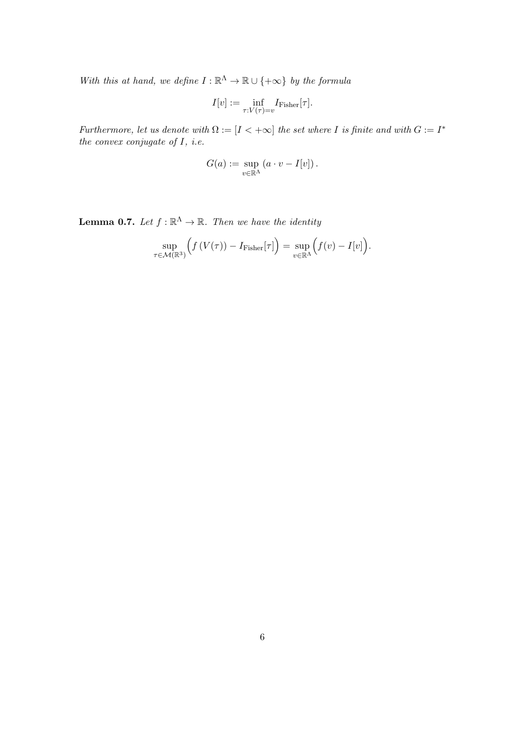*With this at hand, we define $I : \mathbb{R}^\Lambda \to \mathbb{R} \cup \{+\infty\}$ by the formula*

$$I[v] := \inf_{\tau : V(\tau) = v} I_{\text{Fisher}}[\tau].$$

*Furthermore, let us denote with $\Omega := [I < +\infty]$ the set where $I$ is finite and with $G := I^*$ the convex conjugate of $I$, i.e.*

$$G(a) := \sup_{v \in \mathbb{R}^\Lambda} \left( a \cdot v - I[v] \right).$$

**Lemma 0.7.** *Let $f : \mathbb{R}^\Lambda \to \mathbb{R}$. Then we have the identity*

$$\sup_{\tau \in \mathcal{M}(\mathbb{R}^3)} \Big( f\left(V(\tau)\right) - I_{\text{Fisher}}[\tau] \Big) = \sup_{v \in \mathbb{R}^\Lambda} \Big( f(v) - I[v] \Big).$$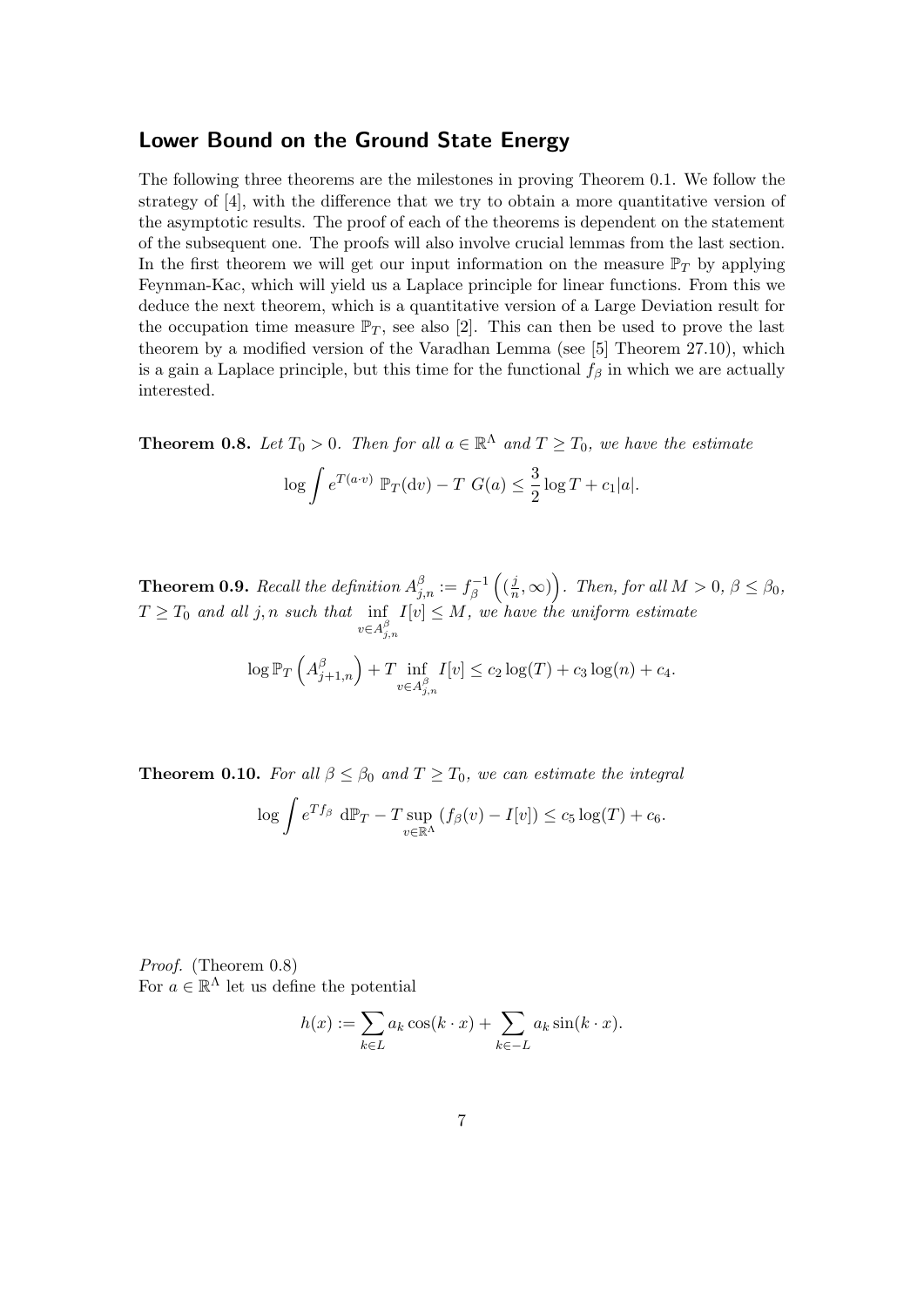## Lower Bound on the Ground State Energy

The following three theorems are the milestones in proving Theorem 0.1. We follow the strategy of [4], with the difference that we try to obtain a more quantitative version of the asymptotic results. The proof of each of the theorems is dependent on the statement of the subsequent one. The proofs will also involve crucial lemmas from the last section. In the first theorem we will get our input information on the measure $\mathbb{P}_T$ by applying Feynman-Kac, which will yield us a Laplace principle for linear functions. From this we deduce the next theorem, which is a quantitative version of a Large Deviation result for the occupation time measure $\mathbb{P}_T$, see also [2]. This can then be used to prove the last theorem by a modified version of the Varadhan Lemma (see [5] Theorem 27.10), which is a gain a Laplace principle, but this time for the functional $f_\beta$ in which we are actually interested.

**Theorem 0.8.** *Let $T_0 > 0$. Then for all $a \in \mathbb{R}^\Lambda$ and $T \geq T_0$, we have the estimate*

$$\log \int e^{T(a \cdot v)} \, \mathbb{P}_T(\mathrm{d}v) - T \, G(a) \leq \frac{3}{2} \log T + c_1 |a|.$$

**Theorem 0.9.** *Recall the definition $A^\beta_{j,n} := f_\beta^{-1}\left( (\frac{j}{n}, \infty) \right)$. Then, for all $M > 0$, $\beta \leq \beta_0$, $T \geq T_0$ and all $j, n$ such that $\inf\limits_{v \in A^\beta_{j,n}} I[v] \leq M$, we have the uniform estimate*

$$\log \mathbb{P}_T\left( A^\beta_{j+1,n} \right) + T \inf_{v \in A^\beta_{j,n}} I[v] \leq c_2 \log(T) + c_3 \log(n) + c_4.$$

**Theorem 0.10.** *For all $\beta \leq \beta_0$ and $T \geq T_0$, we can estimate the integral*

$$\log \int e^{T f_\beta} \, \mathrm{d}\mathbb{P}_T - T \sup_{v \in \mathbb{R}^\Lambda} \left( f_\beta(v) - I[v] \right) \leq c_5 \log(T) + c_6.$$

*Proof.* (Theorem 0.8)
For $a \in \mathbb{R}^\Lambda$ let us define the potential

$$h(x) := \sum_{k \in L} a_k \cos(k \cdot x) + \sum_{k \in -L} a_k \sin(k \cdot x).$$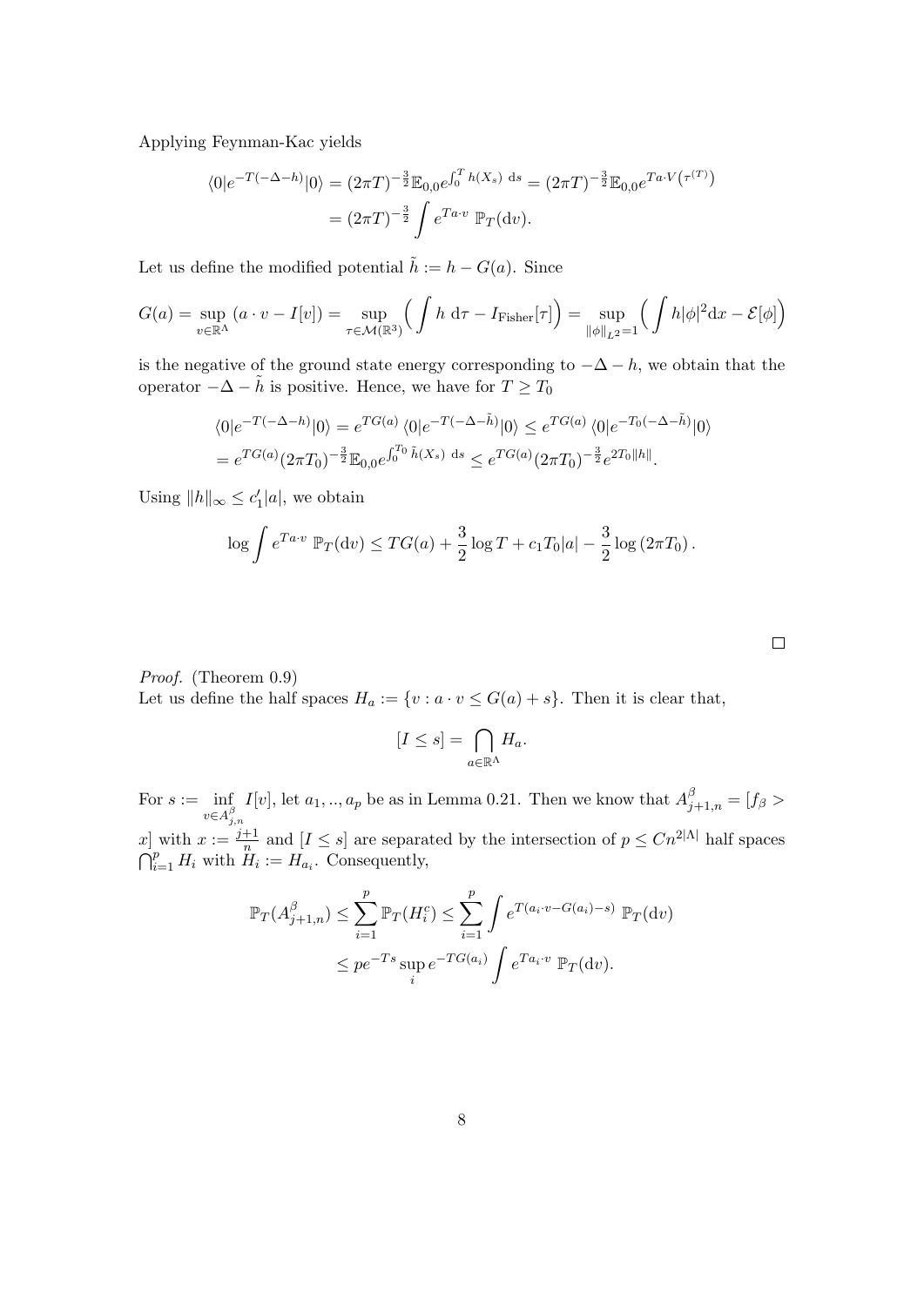Applying Feynman-Kac yields

$$\langle 0|e^{-T(-\Delta-h)}|0\rangle = (2\pi T)^{-\frac{3}{2}}\mathbb{E}_{0,0}e^{\int_0^T h(X_s)\ \mathrm{d}s} = (2\pi T)^{-\frac{3}{2}}\mathbb{E}_{0,0}e^{Ta\cdot V\left(\tau^{(T)}\right)}$$
$$= (2\pi T)^{-\frac{3}{2}}\int e^{Ta\cdot v}\ \mathbb{P}_T(\mathrm{d}v).$$

Let us define the modified potential $\tilde{h} := h - G(a)$. Since

$$G(a) = \sup_{v\in\mathbb{R}^\Lambda}(a\cdot v - I[v]) = \sup_{\tau\in\mathcal{M}(\mathbb{R}^3)}\Big(\int h\ \mathrm{d}\tau - I_{\text{Fisher}}[\tau]\Big) = \sup_{\|\phi\|_{L^2}=1}\Big(\int h|\phi|^2\mathrm{d}x - \mathcal{E}[\phi]\Big)$$

is the negative of the ground state energy corresponding to $-\Delta - h$, we obtain that the operator $-\Delta - \tilde{h}$ is positive. Hence, we have for $T \geq T_0$

$$\langle 0|e^{-T(-\Delta-h)}|0\rangle = e^{TG(a)}\langle 0|e^{-T(-\Delta-\tilde{h})}|0\rangle \leq e^{TG(a)}\langle 0|e^{-T_0(-\Delta-\tilde{h})}|0\rangle$$
$$= e^{TG(a)}(2\pi T_0)^{-\frac{3}{2}}\mathbb{E}_{0,0}e^{\int_0^{T_0}\tilde{h}(X_s)\ \mathrm{d}s} \leq e^{TG(a)}(2\pi T_0)^{-\frac{3}{2}}e^{2T_0\|h\|}.$$

Using $\|h\|_\infty \leq c_1'|a|$, we obtain

$$\log\int e^{Ta\cdot v}\ \mathbb{P}_T(\mathrm{d}v) \leq TG(a) + \frac{3}{2}\log T + c_1 T_0|a| - \frac{3}{2}\log(2\pi T_0).$$

□

*Proof.* (Theorem 0.9)
Let us define the half spaces $H_a := \{v : a\cdot v \leq G(a) + s\}$. Then it is clear that,

$$[I \leq s] = \bigcap_{a\in\mathbb{R}^\Lambda} H_a.$$

For $s := \inf_{v\in A^\beta_{j,n}} I[v]$, let $a_1, .., a_p$ be as in Lemma 0.21. Then we know that $A^\beta_{j+1,n} = [f_\beta > x]$ with $x := \frac{j+1}{n}$ and $[I \leq s]$ are separated by the intersection of $p \leq Cn^{2|\Lambda|}$ half spaces $\bigcap_{i=1}^p H_i$ with $H_i := H_{a_i}$. Consequently,

$$\mathbb{P}_T(A^\beta_{j+1,n}) \leq \sum_{i=1}^p \mathbb{P}_T(H_i^c) \leq \sum_{i=1}^p \int e^{T(a_i\cdot v - G(a_i) - s)}\ \mathbb{P}_T(\mathrm{d}v)$$
$$\leq pe^{-Ts}\sup_i e^{-TG(a_i)}\int e^{Ta_i\cdot v}\ \mathbb{P}_T(\mathrm{d}v).$$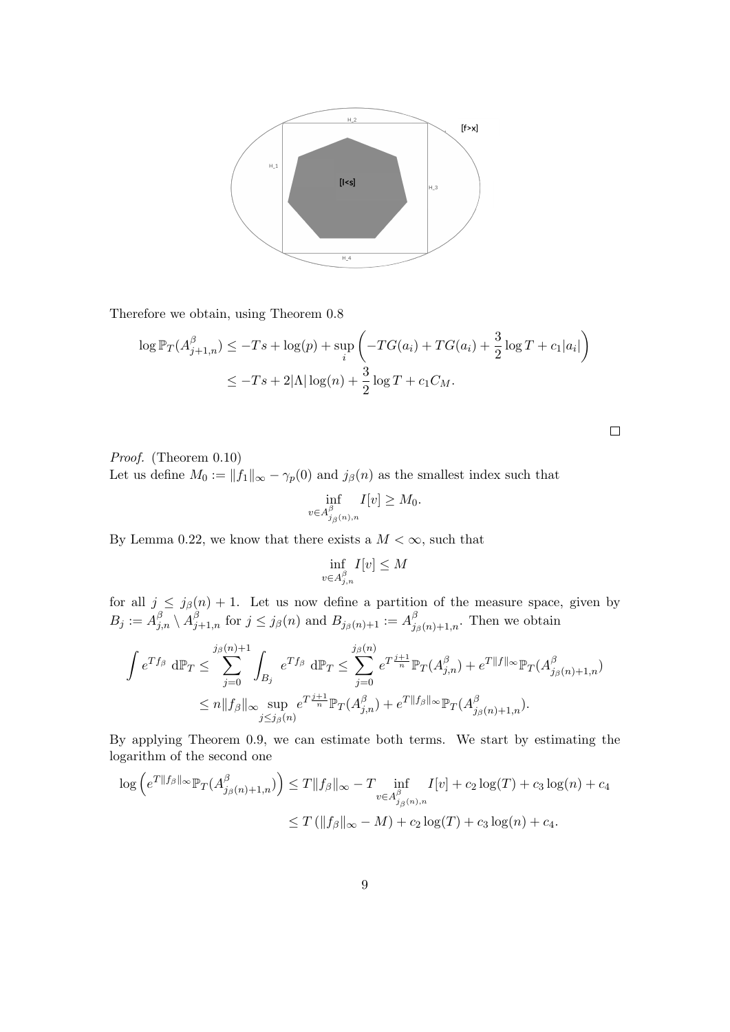Therefore we obtain, using Theorem 0.8

$$\log \mathbb{P}_T(A^{\beta}_{j+1,n}) \leq -Ts + \log(p) + \sup_i \left( -TG(a_i) + TG(a_i) + \frac{3}{2}\log T + c_1|a_i| \right)$$
$$\leq -Ts + 2|\Lambda|\log(n) + \frac{3}{2}\log T + c_1 C_M.$$

□

*Proof.* (Theorem 0.10)
Let us define $M_0 := \|f_1\|_\infty - \gamma_p(0)$ and $j_\beta(n)$ as the smallest index such that

$$\inf_{v \in A^{\beta}_{j_\beta(n),n}} I[v] \geq M_0.$$

By Lemma 0.22, we know that there exists a $M < \infty$, such that

$$\inf_{v \in A^{\beta}_{j,n}} I[v] \leq M$$

for all $j \leq j_\beta(n) + 1$. Let us now define a partition of the measure space, given by $B_j := A^{\beta}_{j,n} \setminus A^{\beta}_{j+1,n}$ for $j \leq j_\beta(n)$ and $B_{j_\beta(n)+1} := A^{\beta}_{j_\beta(n)+1,n}$. Then we obtain

$$\int e^{Tf_\beta} \, \mathrm{d}\mathbb{P}_T \leq \sum_{j=0}^{j_\beta(n)+1} \int_{B_j} e^{Tf_\beta} \, \mathrm{d}\mathbb{P}_T \leq \sum_{j=0}^{j_\beta(n)} e^{T\frac{j+1}{n}} \mathbb{P}_T(A^{\beta}_{j,n}) + e^{T\|f\|_\infty} \mathbb{P}_T(A^{\beta}_{j_\beta(n)+1,n})$$
$$\leq n\|f_\beta\|_\infty \sup_{j \leq j_\beta(n)} e^{T\frac{j+1}{n}} \mathbb{P}_T(A^{\beta}_{j,n}) + e^{T\|f_\beta\|_\infty} \mathbb{P}_T(A^{\beta}_{j_\beta(n)+1,n}).$$

By applying Theorem 0.9, we can estimate both terms. We start by estimating the logarithm of the second one

$$\log\left( e^{T\|f_\beta\|_\infty} \mathbb{P}_T(A^{\beta}_{j_\beta(n)+1,n}) \right) \leq T\|f_\beta\|_\infty - T \inf_{v \in A^{\beta}_{j_\beta(n),n}} I[v] + c_2\log(T) + c_3\log(n) + c_4$$
$$\leq T\left(\|f_\beta\|_\infty - M\right) + c_2\log(T) + c_3\log(n) + c_4.$$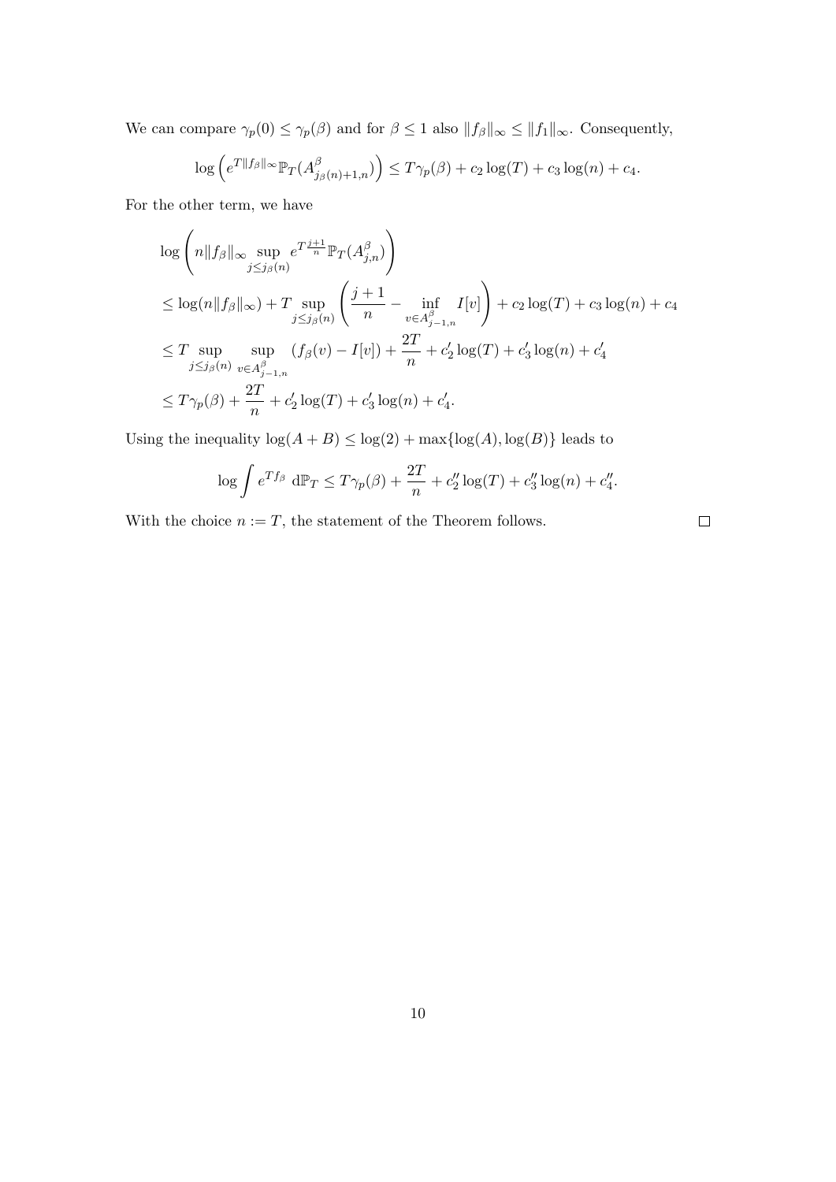We can compare $\gamma_p(0) \le \gamma_p(\beta)$ and for $\beta \le 1$ also $\|f_\beta\|_\infty \le \|f_1\|_\infty$. Consequently,

$$\log\left(e^{T\|f_\beta\|_\infty}\mathbb{P}_T(A^\beta_{j_\beta(n)+1,n})\right) \le T\gamma_p(\beta) + c_2\log(T) + c_3\log(n) + c_4.$$

For the other term, we have

$$\begin{aligned}
&\log\left(n\|f_\beta\|_\infty \sup_{j\le j_\beta(n)} e^{T\frac{j+1}{n}}\mathbb{P}_T(A^\beta_{j,n})\right)\\
&\le \log(n\|f_\beta\|_\infty) + T\sup_{j\le j_\beta(n)}\left(\frac{j+1}{n} - \inf_{v\in A^\beta_{j-1,n}} I[v]\right) + c_2\log(T) + c_3\log(n) + c_4\\
&\le T\sup_{j\le j_\beta(n)}\sup_{v\in A^\beta_{j-1,n}}(f_\beta(v) - I[v]) + \frac{2T}{n} + c_2'\log(T) + c_3'\log(n) + c_4'\\
&\le T\gamma_p(\beta) + \frac{2T}{n} + c_2'\log(T) + c_3'\log(n) + c_4'.
\end{aligned}$$

Using the inequality $\log(A+B) \le \log(2) + \max\{\log(A), \log(B)\}$ leads to

$$\log\int e^{Tf_\beta}\ \mathrm{d}\mathbb{P}_T \le T\gamma_p(\beta) + \frac{2T}{n} + c_2''\log(T) + c_3''\log(n) + c_4''.$$

With the choice $n := T$, the statement of the Theorem follows. □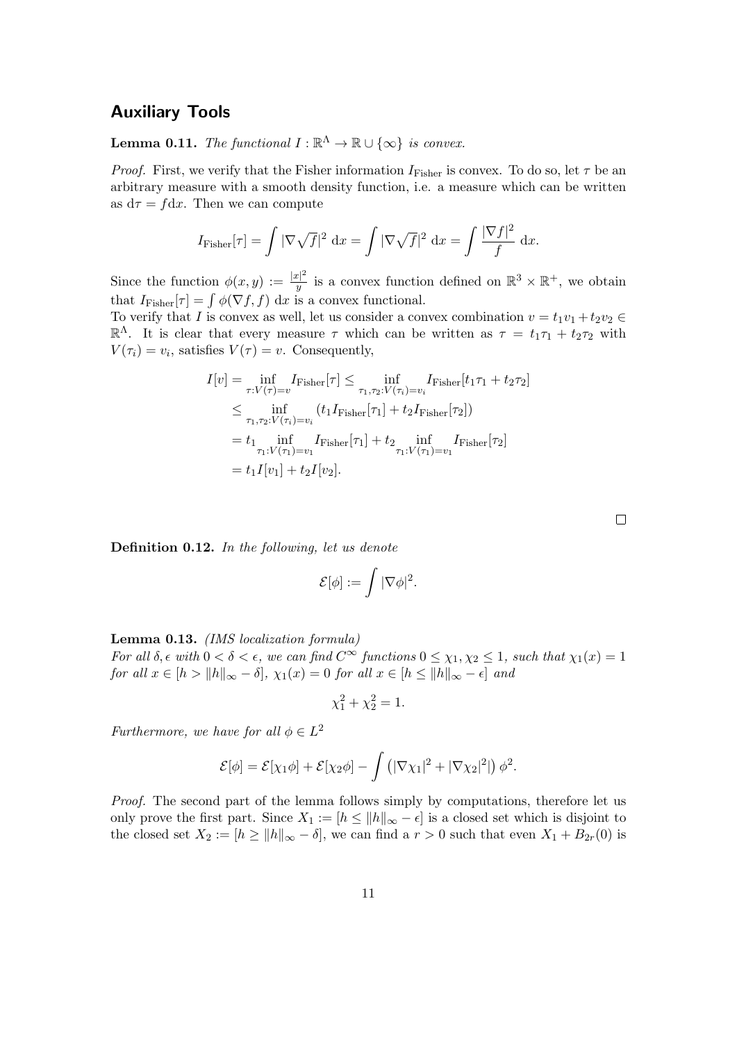## Auxiliary Tools

**Lemma 0.11.** *The functional $I : \mathbb{R}^\Lambda \to \mathbb{R} \cup \{\infty\}$ is convex.*

*Proof.* First, we verify that the Fisher information $I_{\text{Fisher}}$ is convex. To do so, let $\tau$ be an arbitrary measure with a smooth density function, i.e. a measure which can be written as $\mathrm{d}\tau = f\mathrm{d}x$. Then we can compute

$$I_{\text{Fisher}}[\tau] = \int |\nabla \sqrt{f}|^2 \, \mathrm{d}x = \int |\nabla \sqrt{f}|^2 \, \mathrm{d}x = \int \frac{|\nabla f|^2}{f} \, \mathrm{d}x.$$

Since the function $\phi(x, y) := \frac{|x|^2}{y}$ is a convex function defined on $\mathbb{R}^3 \times \mathbb{R}^+$, we obtain that $I_{\text{Fisher}}[\tau] = \int \phi(\nabla f, f) \, \mathrm{d}x$ is a convex functional.
To verify that $I$ is convex as well, let us consider a convex combination $v = t_1 v_1 + t_2 v_2 \in \mathbb{R}^\Lambda$. It is clear that every measure $\tau$ which can be written as $\tau = t_1\tau_1 + t_2\tau_2$ with $V(\tau_i) = v_i$, satisfies $V(\tau) = v$. Consequently,

$$\begin{aligned}
I[v] = \inf_{\tau: V(\tau) = v} I_{\text{Fisher}}[\tau] &\leq \inf_{\tau_1, \tau_2: V(\tau_i) = v_i} I_{\text{Fisher}}[t_1\tau_1 + t_2\tau_2] \\
&\leq \inf_{\tau_1, \tau_2: V(\tau_i) = v_i} \left( t_1 I_{\text{Fisher}}[\tau_1] + t_2 I_{\text{Fisher}}[\tau_2] \right) \\
&= t_1 \inf_{\tau_1: V(\tau_1) = v_1} I_{\text{Fisher}}[\tau_1] + t_2 \inf_{\tau_1: V(\tau_1) = v_1} I_{\text{Fisher}}[\tau_2] \\
&= t_1 I[v_1] + t_2 I[v_2].
\end{aligned}$$

$\square$

**Definition 0.12.** *In the following, let us denote*

$$\mathcal{E}[\phi] := \int |\nabla \phi|^2.$$

**Lemma 0.13.** *(IMS localization formula)*
*For all $\delta, \epsilon$ with $0 < \delta < \epsilon$, we can find $C^\infty$ functions $0 \leq \chi_1, \chi_2 \leq 1$, such that $\chi_1(x) = 1$ for all $x \in [h > \|h\|_\infty - \delta]$, $\chi_1(x) = 0$ for all $x \in [h \leq \|h\|_\infty - \epsilon]$ and*

$$\chi_1^2 + \chi_2^2 = 1.$$

*Furthermore, we have for all $\phi \in L^2$*

$$\mathcal{E}[\phi] = \mathcal{E}[\chi_1 \phi] + \mathcal{E}[\chi_2 \phi] - \int \left( |\nabla \chi_1|^2 + |\nabla \chi_2|^2 \right) \phi^2.$$

*Proof.* The second part of the lemma follows simply by computations, therefore let us only prove the first part. Since $X_1 := [h \leq \|h\|_\infty - \epsilon]$ is a closed set which is disjoint to the closed set $X_2 := [h \geq \|h\|_\infty - \delta]$, we can find a $r > 0$ such that even $X_1 + B_{2r}(0)$ is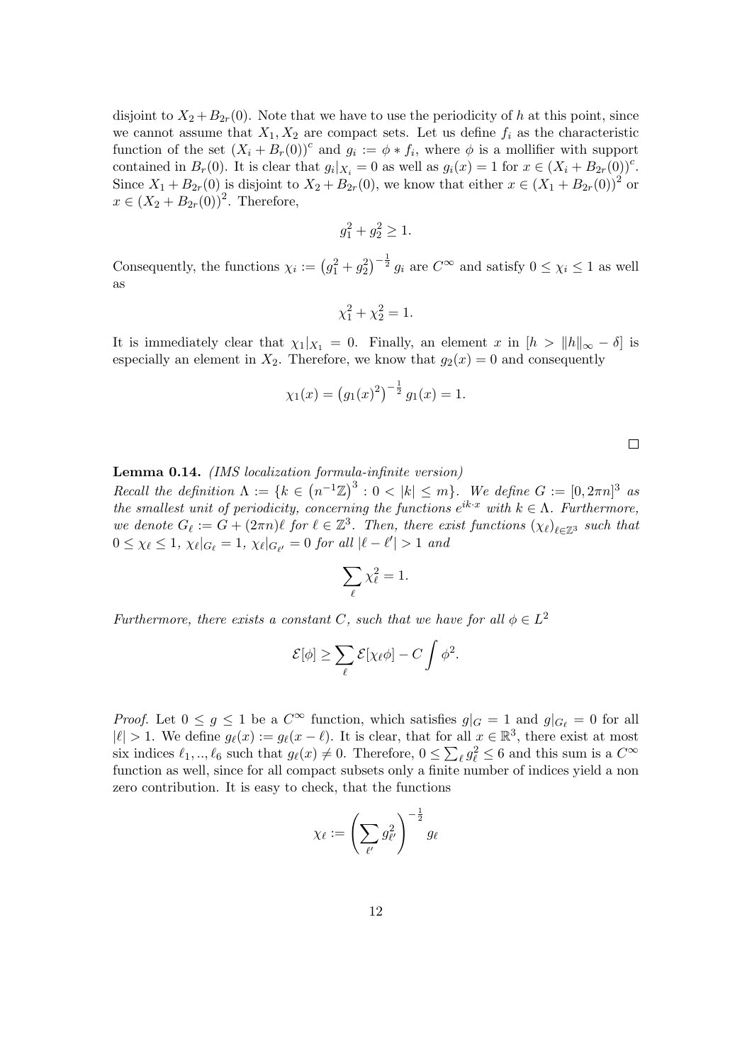disjoint to $X_2 + B_{2r}(0)$. Note that we have to use the periodicity of $h$ at this point, since we cannot assume that $X_1, X_2$ are compact sets. Let us define $f_i$ as the characteristic function of the set $(X_i + B_r(0))^c$ and $g_i := \phi * f_i$, where $\phi$ is a mollifier with support contained in $B_r(0)$. It is clear that $g_i|_{X_i} = 0$ as well as $g_i(x) = 1$ for $x \in (X_i + B_{2r}(0))^c$. Since $X_1 + B_{2r}(0)$ is disjoint to $X_2 + B_{2r}(0)$, we know that either $x \in (X_1 + B_{2r}(0))^2$ or $x \in (X_2 + B_{2r}(0))^2$. Therefore,

$$g_1^2 + g_2^2 \geq 1.$$

Consequently, the functions $\chi_i := \left(g_1^2 + g_2^2\right)^{-\frac{1}{2}} g_i$ are $C^\infty$ and satisfy $0 \leq \chi_i \leq 1$ as well as

$$\chi_1^2 + \chi_2^2 = 1.$$

It is immediately clear that $\chi_1|_{X_1} = 0$. Finally, an element $x$ in $[h > \|h\|_\infty - \delta]$ is especially an element in $X_2$. Therefore, we know that $g_2(x) = 0$ and consequently

$$\chi_1(x) = \left(g_1(x)^2\right)^{-\frac{1}{2}} g_1(x) = 1.$$

$\square$

**Lemma 0.14.** *(IMS localization formula-infinite version)*
*Recall the definition $\Lambda := \{k \in \left(n^{-1}\mathbb{Z}\right)^3 : 0 < |k| \leq m\}$. We define $G := [0, 2\pi n]^3$ as the smallest unit of periodicity, concerning the functions $e^{ik\cdot x}$ with $k \in \Lambda$. Furthermore, we denote $G_\ell := G + (2\pi n)\ell$ for $\ell \in \mathbb{Z}^3$. Then, there exist functions $(\chi_\ell)_{\ell \in \mathbb{Z}^3}$ such that $0 \leq \chi_\ell \leq 1$, $\chi_\ell|_{G_\ell} = 1$, $\chi_\ell|_{G_{\ell'}} = 0$ for all $|\ell - \ell'| > 1$ and*

$$\sum_\ell \chi_\ell^2 = 1.$$

*Furthermore, there exists a constant $C$, such that we have for all $\phi \in L^2$*

$$\mathcal{E}[\phi] \geq \sum_\ell \mathcal{E}[\chi_\ell \phi] - C \int \phi^2.$$

*Proof.* Let $0 \leq g \leq 1$ be a $C^\infty$ function, which satisfies $g|_G = 1$ and $g|_{G_\ell} = 0$ for all $|\ell| > 1$. We define $g_\ell(x) := g_\ell(x - \ell)$. It is clear, that for all $x \in \mathbb{R}^3$, there exist at most six indices $\ell_1, .., \ell_6$ such that $g_\ell(x) \neq 0$. Therefore, $0 \leq \sum_\ell g_\ell^2 \leq 6$ and this sum is a $C^\infty$ function as well, since for all compact subsets only a finite number of indices yield a non zero contribution. It is easy to check, that the functions

$$\chi_\ell := \left(\sum_{\ell'} g_{\ell'}^2\right)^{-\frac{1}{2}} g_\ell$$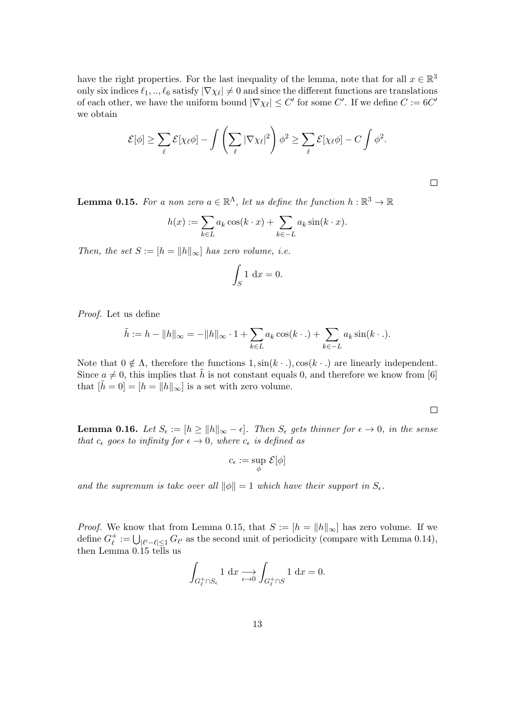have the right properties. For the last inequality of the lemma, note that for all $x \in \mathbb{R}^3$ only six indices $\ell_1, .., \ell_6$ satisfy $|\nabla \chi_\ell| \neq 0$ and since the different functions are translations of each other, we have the uniform bound $|\nabla \chi_\ell| \leq C'$ for some $C'$. If we define $C := 6C'$ we obtain

$$\mathcal{E}[\phi] \geq \sum_\ell \mathcal{E}[\chi_\ell \phi] - \int \left( \sum_\ell |\nabla \chi_\ell|^2 \right) \phi^2 \geq \sum_\ell \mathcal{E}[\chi_\ell \phi] - C \int \phi^2.$$

□

**Lemma 0.15.** *For a non zero $a \in \mathbb{R}^\Lambda$, let us define the function $h : \mathbb{R}^3 \to \mathbb{R}$*

$$h(x) := \sum_{k \in L} a_k \cos(k \cdot x) + \sum_{k \in -L} a_k \sin(k \cdot x).$$

*Then, the set $S := [h = \|h\|_\infty]$ has zero volume, i.e.*

$$\int_S 1 \, \mathrm{d}x = 0.$$

*Proof.* Let us define

$$\tilde{h} := h - \|h\|_\infty = -\|h\|_\infty \cdot 1 + \sum_{k \in L} a_k \cos(k \cdot .) + \sum_{k \in -L} a_k \sin(k \cdot .).$$

Note that $0 \notin \Lambda$, therefore the functions $1, \sin(k \cdot .), \cos(k \cdot .)$ are linearly independent. Since $a \neq 0$, this implies that $\tilde{h}$ is not constant equals 0, and therefore we know from [6] that $[\tilde{h} = 0] = [h = \|h\|_\infty]$ is a set with zero volume.

□

**Lemma 0.16.** *Let $S_\epsilon := [h \geq \|h\|_\infty - \epsilon]$. Then $S_\epsilon$ gets thinner for $\epsilon \to 0$, in the sense that $c_\epsilon$ goes to infinity for $\epsilon \to 0$, where $c_\epsilon$ is defined as*

$$c_\epsilon := \sup_\phi \mathcal{E}[\phi]$$

*and the supremum is take over all $\|\phi\| = 1$ which have their support in $S_\epsilon$.*

*Proof.* We know that from Lemma 0.15, that $S := [h = \|h\|_\infty]$ has zero volume. If we define $G_\ell^+ := \bigcup_{|\ell' - \ell| \leq 1} G_{\ell'}$ as the second unit of periodicity (compare with Lemma 0.14), then Lemma 0.15 tells us

$$\int_{G_\ell^+ \cap S_\epsilon} 1 \, \mathrm{d}x \underset{\epsilon \to 0}{\longrightarrow} \int_{G_\ell^+ \cap S} 1 \, \mathrm{d}x = 0.$$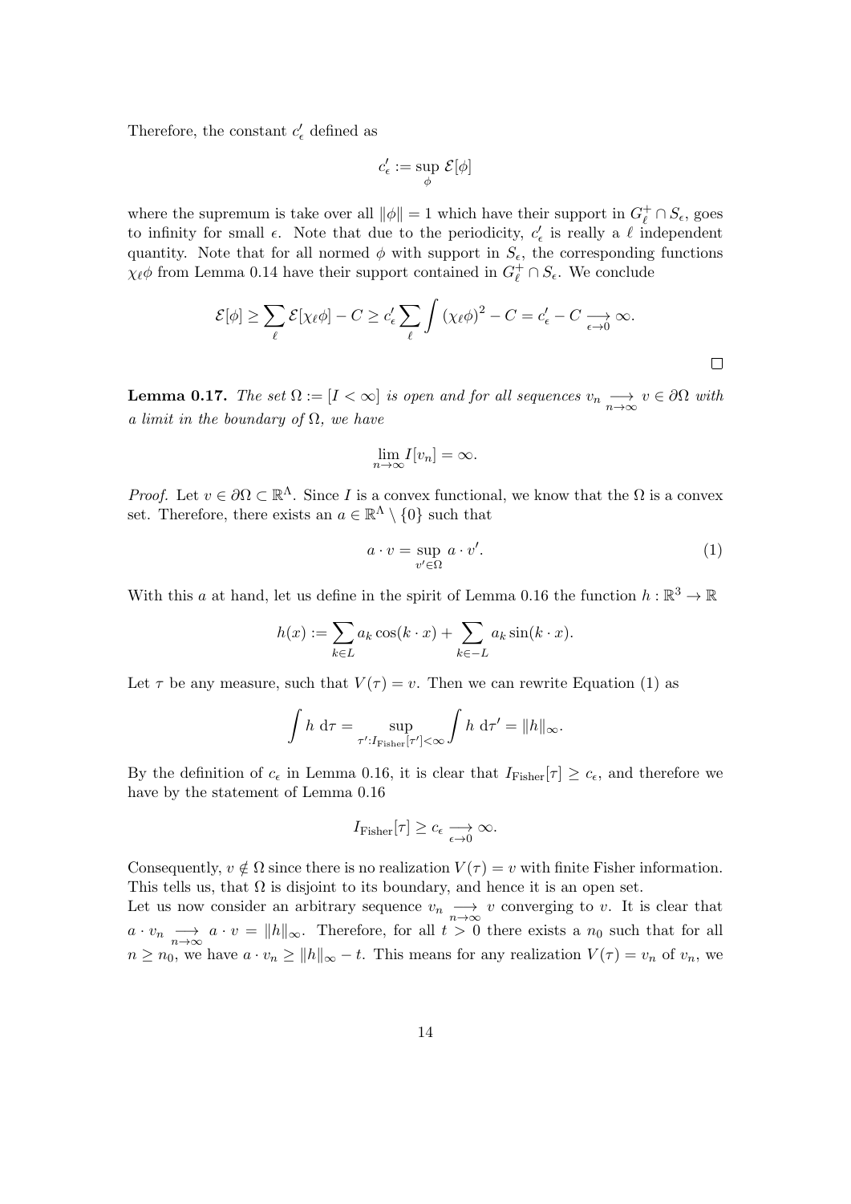Therefore, the constant $c'_\epsilon$ defined as

$$c'_\epsilon := \sup_\phi \mathcal{E}[\phi]$$

where the supremum is take over all $\|\phi\| = 1$ which have their support in $G^+_\ell \cap S_\epsilon$, goes to infinity for small $\epsilon$. Note that due to the periodicity, $c'_\epsilon$ is really a $\ell$ independent quantity. Note that for all normed $\phi$ with support in $S_\epsilon$, the corresponding functions $\chi_\ell \phi$ from Lemma 0.14 have their support contained in $G^+_\ell \cap S_\epsilon$. We conclude

$$\mathcal{E}[\phi] \geq \sum_\ell \mathcal{E}[\chi_\ell \phi] - C \geq c'_\epsilon \sum_\ell \int (\chi_\ell \phi)^2 - C = c'_\epsilon - C \underset{\epsilon \to 0}{\longrightarrow} \infty.$$

□

**Lemma 0.17.** *The set $\Omega := [I < \infty]$ is open and for all sequences $v_n \underset{n\to\infty}{\longrightarrow} v \in \partial\Omega$ with a limit in the boundary of $\Omega$, we have*

$$\lim_{n\to\infty} I[v_n] = \infty.$$

*Proof.* Let $v \in \partial\Omega \subset \mathbb{R}^\Lambda$. Since $I$ is a convex functional, we know that the $\Omega$ is a convex set. Therefore, there exists an $a \in \mathbb{R}^\Lambda \setminus \{0\}$ such that

$$a \cdot v = \sup_{v' \in \Omega} a \cdot v'. \tag{1}$$

With this $a$ at hand, let us define in the spirit of Lemma 0.16 the function $h : \mathbb{R}^3 \to \mathbb{R}$

$$h(x) := \sum_{k \in L} a_k \cos(k \cdot x) + \sum_{k \in -L} a_k \sin(k \cdot x).$$

Let $\tau$ be any measure, such that $V(\tau) = v$. Then we can rewrite Equation (1) as

$$\int h \, \mathrm{d}\tau = \sup_{\tau' : I_{\text{Fisher}}[\tau'] < \infty} \int h \, \mathrm{d}\tau' = \|h\|_\infty.$$

By the definition of $c_\epsilon$ in Lemma 0.16, it is clear that $I_{\text{Fisher}}[\tau] \geq c_\epsilon$, and therefore we have by the statement of Lemma 0.16

$$I_{\text{Fisher}}[\tau] \geq c_\epsilon \underset{\epsilon \to 0}{\longrightarrow} \infty.$$

Consequently, $v \notin \Omega$ since there is no realization $V(\tau) = v$ with finite Fisher information. This tells us, that $\Omega$ is disjoint to its boundary, and hence it is an open set.

Let us now consider an arbitrary sequence $v_n \underset{n\to\infty}{\longrightarrow} v$ converging to $v$. It is clear that $a \cdot v_n \underset{n\to\infty}{\longrightarrow} a \cdot v = \|h\|_\infty$. Therefore, for all $t > 0$ there exists a $n_0$ such that for all $n \geq n_0$, we have $a \cdot v_n \geq \|h\|_\infty - t$. This means for any realization $V(\tau) = v_n$ of $v_n$, we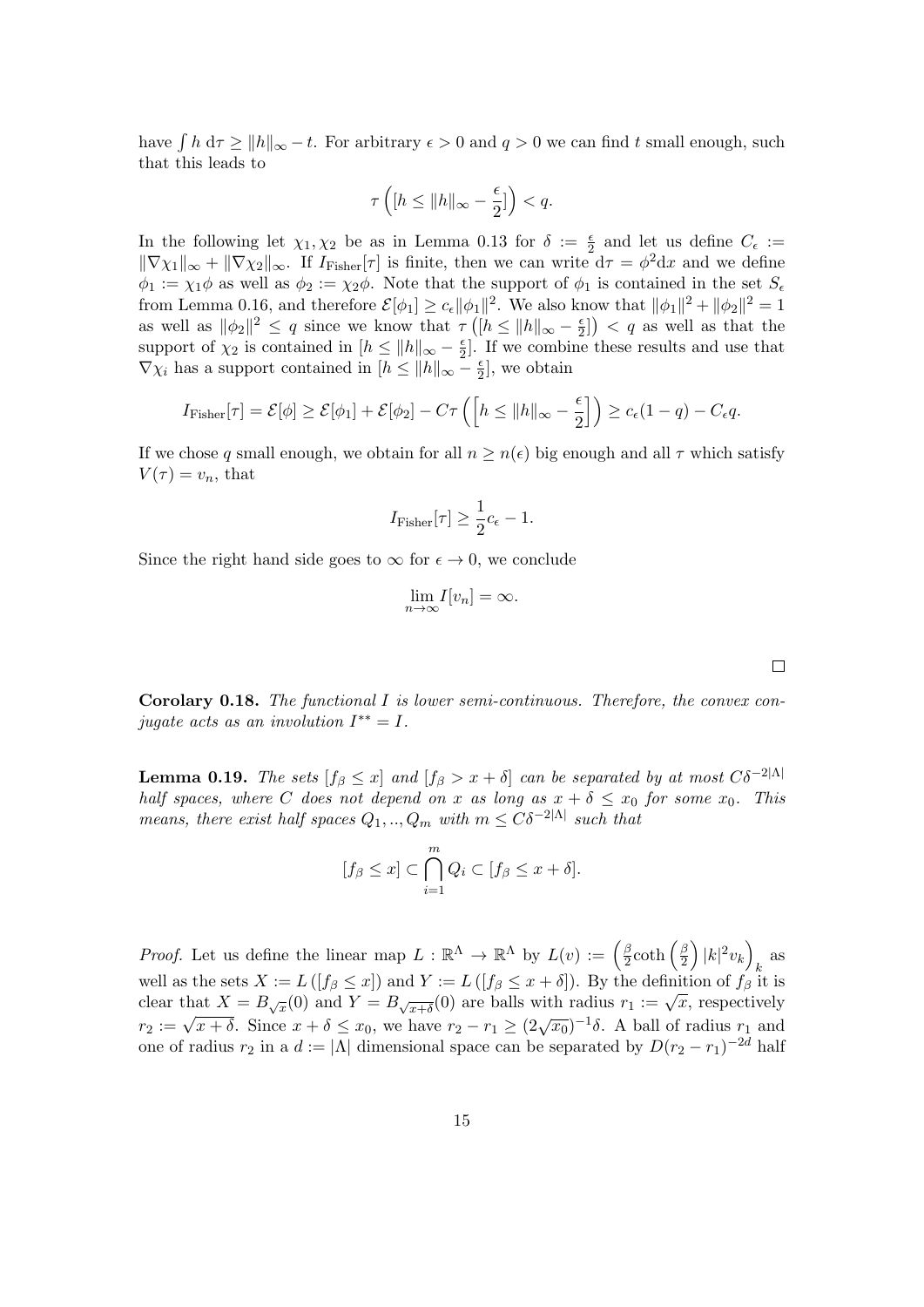have $\int h \, \mathrm{d}\tau \geq \|h\|_\infty - t$. For arbitrary $\epsilon > 0$ and $q > 0$ we can find $t$ small enough, such that this leads to

$$\tau \left( [h \leq \|h\|_\infty - \frac{\epsilon}{2}] \right) < q.$$

In the following let $\chi_1, \chi_2$ be as in Lemma 0.13 for $\delta := \frac{\epsilon}{2}$ and let us define $C_\epsilon := \|\nabla \chi_1\|_\infty + \|\nabla \chi_2\|_\infty$. If $I_{\text{Fisher}}[\tau]$ is finite, then we can write $\mathrm{d}\tau = \phi^2 \mathrm{d}x$ and we define $\phi_1 := \chi_1 \phi$ as well as $\phi_2 := \chi_2 \phi$. Note that the support of $\phi_1$ is contained in the set $S_\epsilon$ from Lemma 0.16, and therefore $\mathcal{E}[\phi_1] \geq c_\epsilon \|\phi_1\|^2$. We also know that $\|\phi_1\|^2 + \|\phi_2\|^2 = 1$ as well as $\|\phi_2\|^2 \leq q$ since we know that $\tau \left( [h \leq \|h\|_\infty - \frac{\epsilon}{2}] \right) < q$ as well as that the support of $\chi_2$ is contained in $[h \leq \|h\|_\infty - \frac{\epsilon}{2}]$. If we combine these results and use that $\nabla \chi_i$ has a support contained in $[h \leq \|h\|_\infty - \frac{\epsilon}{2}]$, we obtain

$$I_{\text{Fisher}}[\tau] = \mathcal{E}[\phi] \geq \mathcal{E}[\phi_1] + \mathcal{E}[\phi_2] - C\tau \left( \left[ h \leq \|h\|_\infty - \frac{\epsilon}{2} \right] \right) \geq c_\epsilon (1 - q) - C_\epsilon q.$$

If we chose $q$ small enough, we obtain for all $n \geq n(\epsilon)$ big enough and all $\tau$ which satisfy $V(\tau) = v_n$, that

$$I_{\text{Fisher}}[\tau] \geq \frac{1}{2} c_\epsilon - 1.$$

Since the right hand side goes to $\infty$ for $\epsilon \to 0$, we conclude

$$\lim_{n \to \infty} I[v_n] = \infty.$$

□

**Corolary 0.18.** *The functional $I$ is lower semi-continuous. Therefore, the convex conjugate acts as an involution $I^{**} = I$.*

**Lemma 0.19.** *The sets $[f_\beta \leq x]$ and $[f_\beta > x + \delta]$ can be separated by at most $C\delta^{-2|\Lambda|}$ half spaces, where $C$ does not depend on $x$ as long as $x + \delta \leq x_0$ for some $x_0$. This means, there exist half spaces $Q_1, .., Q_m$ with $m \leq C\delta^{-2|\Lambda|}$ such that*

$$[f_\beta \leq x] \subset \bigcap_{i=1}^{m} Q_i \subset [f_\beta \leq x + \delta].$$

*Proof.* Let us define the linear map $L : \mathbb{R}^\Lambda \to \mathbb{R}^\Lambda$ by $L(v) := \left( \frac{\beta}{2} \coth \left( \frac{\beta}{2} \right) |k|^2 v_k \right)_k$ as well as the sets $X := L([f_\beta \leq x])$ and $Y := L([f_\beta \leq x + \delta])$. By the definition of $f_\beta$ it is clear that $X = B_{\sqrt{x}}(0)$ and $Y = B_{\sqrt{x+\delta}}(0)$ are balls with radius $r_1 := \sqrt{x}$, respectively $r_2 := \sqrt{x + \delta}$. Since $x + \delta \leq x_0$, we have $r_2 - r_1 \geq (2\sqrt{x_0})^{-1}\delta$. A ball of radius $r_1$ and one of radius $r_2$ in a $d := |\Lambda|$ dimensional space can be separated by $D(r_2 - r_1)^{-2d}$ half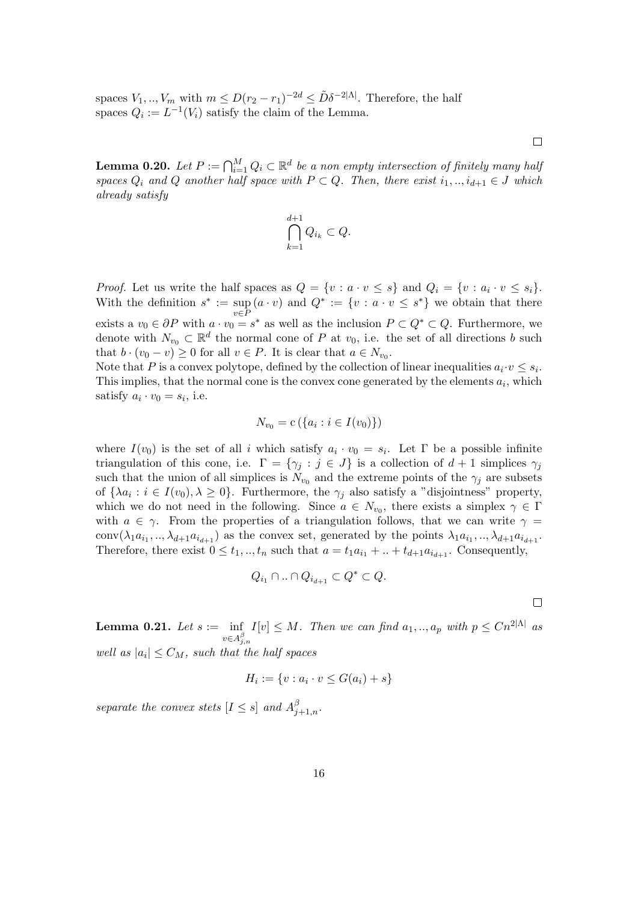spaces $V_1, .., V_m$ with $m \leq D(r_2 - r_1)^{-2d} \leq \tilde{D}\delta^{-2|\Lambda|}$. Therefore, the half spaces $Q_i := L^{-1}(V_i)$ satisfy the claim of the Lemma.

□

**Lemma 0.20.** *Let $P := \bigcap_{i=1}^{M} Q_i \subset \mathbb{R}^d$ be a non empty intersection of finitely many half spaces $Q_i$ and $Q$ another half space with $P \subset Q$. Then, there exist $i_1, .., i_{d+1} \in J$ which already satisfy*

$$\bigcap_{k=1}^{d+1} Q_{i_k} \subset Q.$$

*Proof.* Let us write the half spaces as $Q = \{v : a \cdot v \leq s\}$ and $Q_i = \{v : a_i \cdot v \leq s_i\}$. With the definition $s^* := \sup_{v \in P} (a \cdot v)$ and $Q^* := \{v : a \cdot v \leq s^*\}$ we obtain that there exists a $v_0 \in \partial P$ with $a \cdot v_0 = s^*$ as well as the inclusion $P \subset Q^* \subset Q$. Furthermore, we denote with $N_{v_0} \subset \mathbb{R}^d$ the normal cone of $P$ at $v_0$, i.e. the set of all directions $b$ such that $b \cdot (v_0 - v) \geq 0$ for all $v \in P$. It is clear that $a \in N_{v_0}$.
Note that $P$ is a convex polytope, defined by the collection of linear inequalities $a_i \cdot v \leq s_i$. This implies, that the normal cone is the convex cone generated by the elements $a_i$, which satisfy $a_i \cdot v_0 = s_i$, i.e.

$$N_{v_0} = \mathrm{c}\left(\{a_i : i \in I(v_0)\}\right)$$

where $I(v_0)$ is the set of all $i$ which satisfy $a_i \cdot v_0 = s_i$. Let $\Gamma$ be a possible infinite triangulation of this cone, i.e. $\Gamma = \{\gamma_j : j \in J\}$ is a collection of $d+1$ simplices $\gamma_j$ such that the union of all simplices is $N_{v_0}$ and the extreme points of the $\gamma_j$ are subsets of $\{\lambda a_i : i \in I(v_0), \lambda \geq 0\}$. Furthermore, the $\gamma_j$ also satisfy a "disjointness" property, which we do not need in the following. Since $a \in N_{v_0}$, there exists a simplex $\gamma \in \Gamma$ with $a \in \gamma$. From the properties of a triangulation follows, that we can write $\gamma = \mathrm{conv}(\lambda_1 a_{i_1}, .., \lambda_{d+1} a_{i_{d+1}})$ as the convex set, generated by the points $\lambda_1 a_{i_1}, .., \lambda_{d+1} a_{i_{d+1}}$. Therefore, there exist $0 \leq t_1, .., t_n$ such that $a = t_1 a_{i_1} + .. + t_{d+1} a_{i_{d+1}}$. Consequently,

$$Q_{i_1} \cap .. \cap Q_{i_{d+1}} \subset Q^* \subset Q.$$

□

**Lemma 0.21.** *Let $s := \inf_{v \in A^{\beta}_{j,n}} I[v] \leq M$. Then we can find $a_1, .., a_p$ with $p \leq C n^{2|\Lambda|}$ as well as $|a_i| \leq C_M$, such that the half spaces*

$$H_i := \{v : a_i \cdot v \leq G(a_i) + s\}$$

*separate the convex stets $[I \leq s]$ and $A^{\beta}_{j+1,n}$.*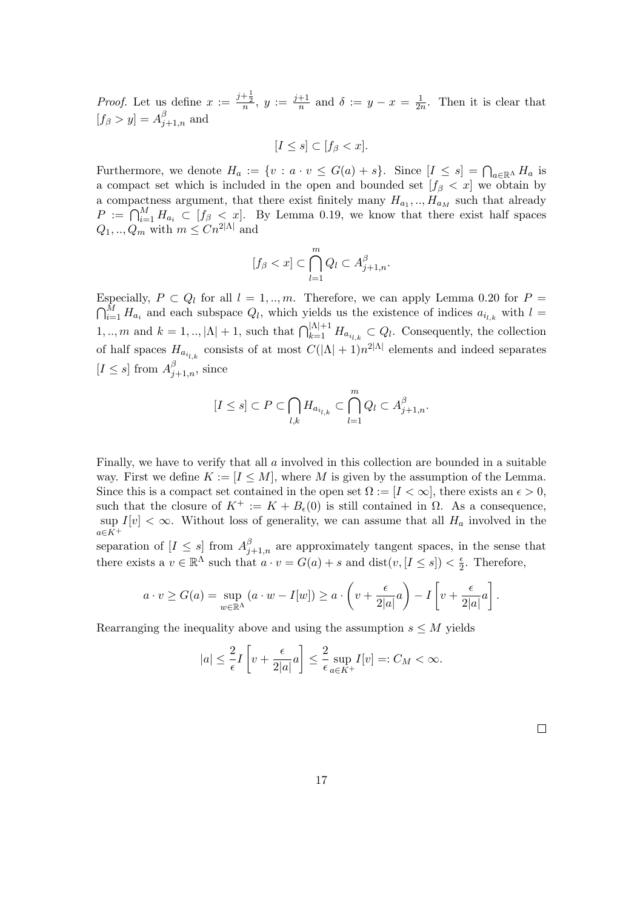*Proof.* Let us define $x := \frac{j+\frac{1}{2}}{n}$, $y := \frac{j+1}{n}$ and $\delta := y - x = \frac{1}{2n}$. Then it is clear that $[f_\beta > y] = A^\beta_{j+1,n}$ and

$$[I \leq s] \subset [f_\beta < x].$$

Furthermore, we denote $H_a := \{v : a \cdot v \leq G(a) + s\}$. Since $[I \leq s] = \bigcap_{a \in \mathbb{R}^\Lambda} H_a$ is a compact set which is included in the open and bounded set $[f_\beta < x]$ we obtain by a compactness argument, that there exist finitely many $H_{a_1}, .., H_{a_M}$ such that already $P := \bigcap_{i=1}^M H_{a_i} \subset [f_\beta < x]$. By Lemma 0.19, we know that there exist half spaces $Q_1, .., Q_m$ with $m \leq C n^{2|\Lambda|}$ and

$$[f_\beta < x] \subset \bigcap_{l=1}^m Q_l \subset A^\beta_{j+1,n}.$$

Especially, $P \subset Q_l$ for all $l = 1, .., m$. Therefore, we can apply Lemma 0.20 for $P = \bigcap_{i=1}^M H_{a_i}$ and each subspace $Q_l$, which yields us the existence of indices $a_{i_{l,k}}$ with $l = 1, .., m$ and $k = 1, .., |\Lambda| + 1$, such that $\bigcap_{k=1}^{|\Lambda|+1} H_{a_{i_{l,k}}} \subset Q_l$. Consequently, the collection of half spaces $H_{a_{i_{l,k}}}$ consists of at most $C(|\Lambda| + 1)n^{2|\Lambda|}$ elements and indeed separates $[I \leq s]$ from $A^\beta_{j+1,n}$, since

$$[I \leq s] \subset P \subset \bigcap_{l,k} H_{a_{i_{l,k}}} \subset \bigcap_{l=1}^m Q_l \subset A^\beta_{j+1,n}.$$

Finally, we have to verify that all $a$ involved in this collection are bounded in a suitable way. First we define $K := [I \leq M]$, where $M$ is given by the assumption of the Lemma. Since this is a compact set contained in the open set $\Omega := [I < \infty]$, there exists an $\epsilon > 0$, such that the closure of $K^+ := K + B_\epsilon(0)$ is still contained in $\Omega$. As a consequence, $\sup_{a \in K^+} I[v] < \infty$. Without loss of generality, we can assume that all $H_a$ involved in the separation of $[I \leq s]$ from $A^\beta_{j+1,n}$ are approximately tangent spaces, in the sense that there exists a $v \in \mathbb{R}^\Lambda$ such that $a \cdot v = G(a) + s$ and $\operatorname{dist}(v, [I \leq s]) < \frac{\epsilon}{2}$. Therefore,

$$a \cdot v \geq G(a) = \sup_{w \in \mathbb{R}^\Lambda} (a \cdot w - I[w]) \geq a \cdot \left(v + \frac{\epsilon}{2|a|} a\right) - I\left[v + \frac{\epsilon}{2|a|} a\right].$$

Rearranging the inequality above and using the assumption $s \leq M$ yields

$$|a| \leq \frac{2}{\epsilon} I\left[v + \frac{\epsilon}{2|a|} a\right] \leq \frac{2}{\epsilon} \sup_{a \in K^+} I[v] =: C_M < \infty.$$

$\square$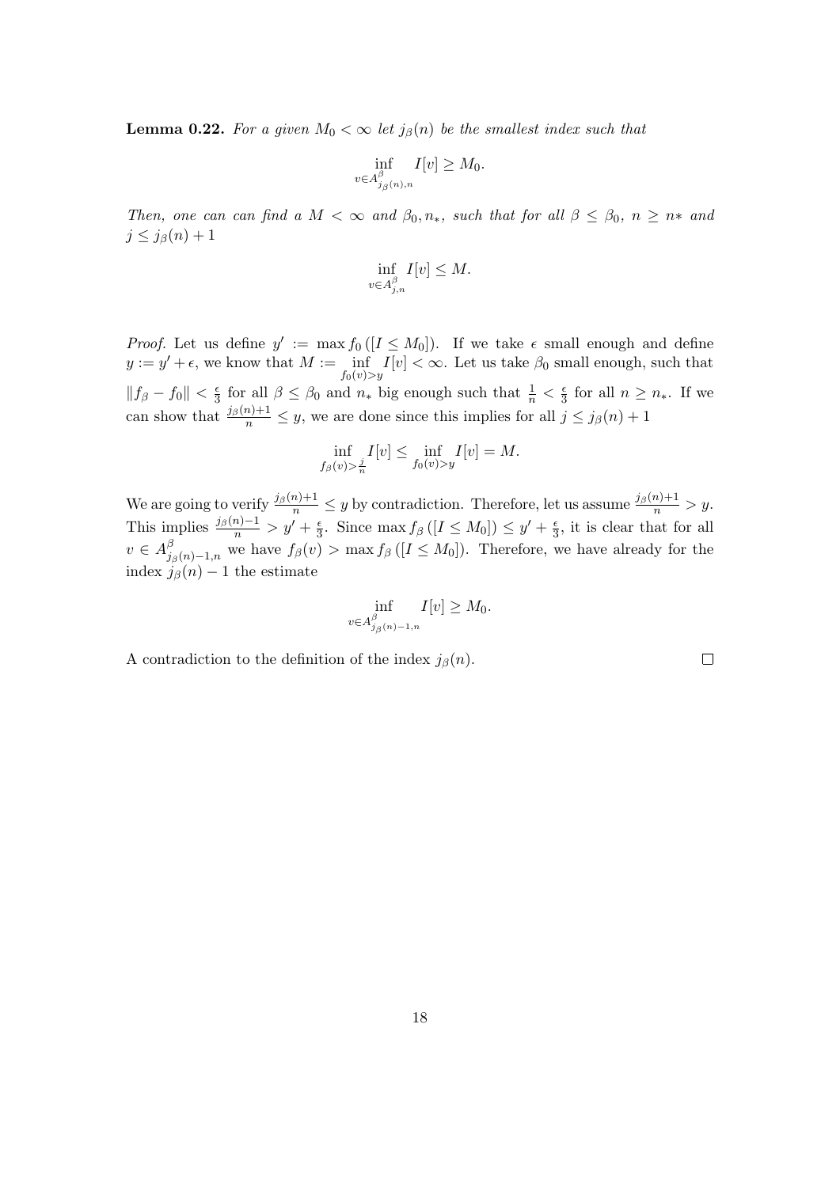**Lemma 0.22.** *For a given $M_0 < \infty$ let $j_\beta(n)$ be the smallest index such that*

$$\inf_{v \in A^\beta_{j_\beta(n),n}} I[v] \geq M_0.$$

*Then, one can can find a $M < \infty$ and $\beta_0, n_*$, such that for all $\beta \leq \beta_0$, $n \geq n*$ and $j \leq j_\beta(n) + 1$*

$$\inf_{v \in A^\beta_{j,n}} I[v] \leq M.$$

*Proof.* Let us define $y' := \max f_0\left([I \leq M_0]\right)$. If we take $\epsilon$ small enough and define $y := y' + \epsilon$, we know that $M := \inf_{f_0(v) > y} I[v] < \infty$. Let us take $\beta_0$ small enough, such that $\|f_\beta - f_0\| < \frac{\epsilon}{3}$ for all $\beta \leq \beta_0$ and $n_*$ big enough such that $\frac{1}{n} < \frac{\epsilon}{3}$ for all $n \geq n_*$. If we can show that $\frac{j_\beta(n)+1}{n} \leq y$, we are done since this implies for all $j \leq j_\beta(n) + 1$

$$\inf_{f_\beta(v) > \frac{j}{n}} I[v] \leq \inf_{f_0(v) > y} I[v] = M.$$

We are going to verify $\frac{j_\beta(n)+1}{n} \leq y$ by contradiction. Therefore, let us assume $\frac{j_\beta(n)+1}{n} > y$. This implies $\frac{j_\beta(n)-1}{n} > y' + \frac{\epsilon}{3}$. Since $\max f_\beta\left([I \leq M_0]\right) \leq y' + \frac{\epsilon}{3}$, it is clear that for all $v \in A^\beta_{j_\beta(n)-1,n}$ we have $f_\beta(v) > \max f_\beta\left([I \leq M_0]\right)$. Therefore, we have already for the index $j_\beta(n) - 1$ the estimate

$$\inf_{v \in A^\beta_{j_\beta(n)-1,n}} I[v] \geq M_0.$$

A contradiction to the definition of the index $j_\beta(n)$. $\square$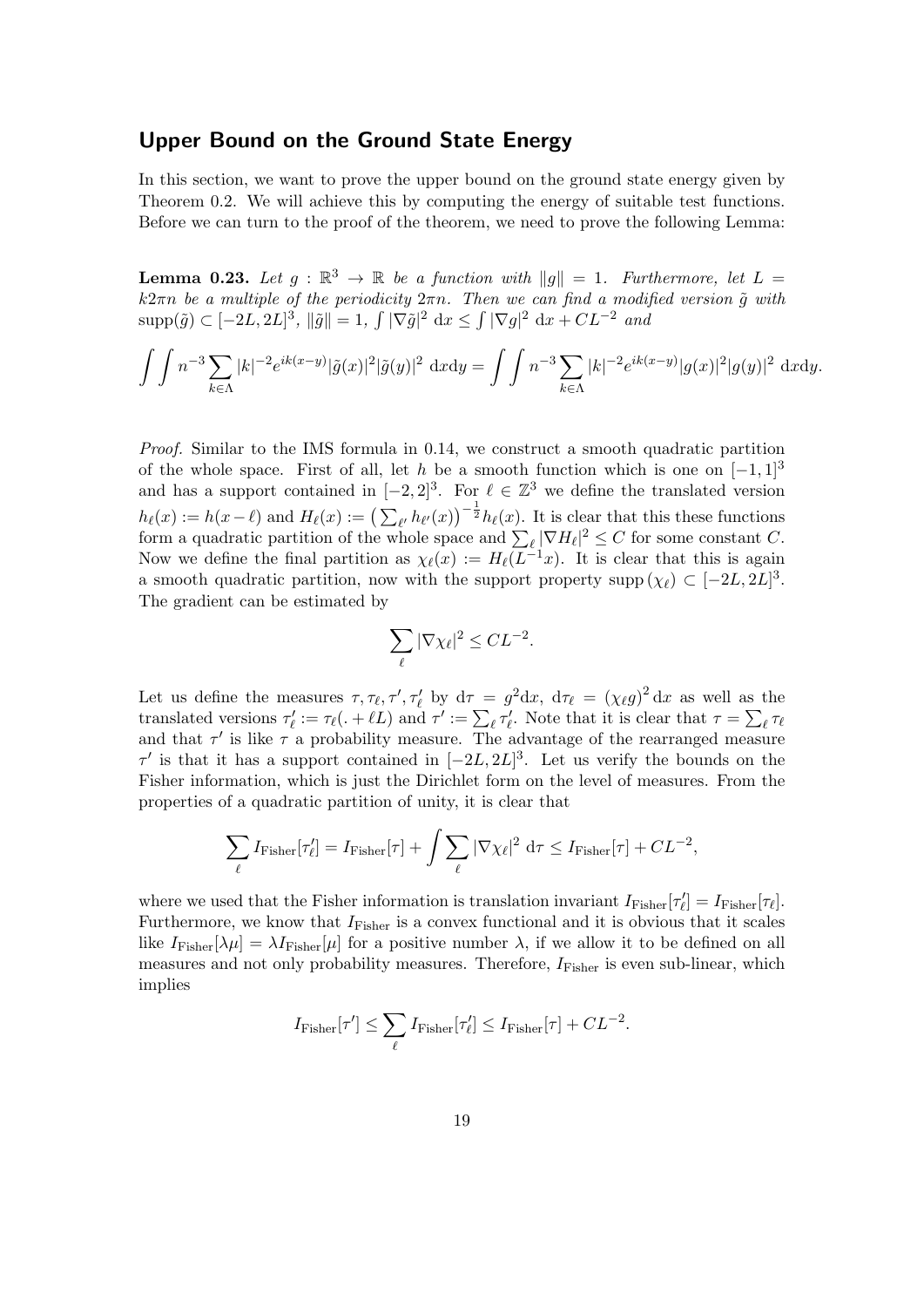## Upper Bound on the Ground State Energy

In this section, we want to prove the upper bound on the ground state energy given by Theorem 0.2. We will achieve this by computing the energy of suitable test functions. Before we can turn to the proof of the theorem, we need to prove the following Lemma:

**Lemma 0.23.** *Let $g : \mathbb{R}^3 \to \mathbb{R}$ be a function with $\|g\| = 1$. Furthermore, let $L = k2\pi n$ be a multiple of the periodicity $2\pi n$. Then we can find a modified version $\tilde{g}$ with $\operatorname{supp}(\tilde{g}) \subset [-2L, 2L]^3$, $\|\tilde{g}\| = 1$, $\int |\nabla \tilde{g}|^2 \, dx \leq \int |\nabla g|^2 \, dx + CL^{-2}$ and*

$$\int\int n^{-3} \sum_{k\in\Lambda} |k|^{-2} e^{ik(x-y)} |\tilde{g}(x)|^2 |\tilde{g}(y)|^2 \, dxdy = \int\int n^{-3} \sum_{k\in\Lambda} |k|^{-2} e^{ik(x-y)} |g(x)|^2 |g(y)|^2 \, dxdy.$$

*Proof.* Similar to the IMS formula in 0.14, we construct a smooth quadratic partition of the whole space. First of all, let $h$ be a smooth function which is one on $[-1, 1]^3$ and has a support contained in $[-2, 2]^3$. For $\ell \in \mathbb{Z}^3$ we define the translated version $h_\ell(x) := h(x - \ell)$ and $H_\ell(x) := \left(\sum_{\ell'} h_{\ell'}(x)\right)^{-\frac{1}{2}} h_\ell(x)$. It is clear that this these functions form a quadratic partition of the whole space and $\sum_\ell |\nabla H_\ell|^2 \leq C$ for some constant $C$. Now we define the final partition as $\chi_\ell(x) := H_\ell(L^{-1}x)$. It is clear that this is again a smooth quadratic partition, now with the support property $\operatorname{supp}(\chi_\ell) \subset [-2L, 2L]^3$. The gradient can be estimated by

$$\sum_\ell |\nabla \chi_\ell|^2 \leq CL^{-2}.$$

Let us define the measures $\tau, \tau_\ell, \tau', \tau'_\ell$ by $d\tau = g^2 dx$, $d\tau_\ell = (\chi_\ell g)^2 \, dx$ as well as the translated versions $\tau'_\ell := \tau_\ell(. + \ell L)$ and $\tau' := \sum_\ell \tau'_\ell$. Note that it is clear that $\tau = \sum_\ell \tau_\ell$ and that $\tau'$ is like $\tau$ a probability measure. The advantage of the rearranged measure $\tau'$ is that it has a support contained in $[-2L, 2L]^3$. Let us verify the bounds on the Fisher information, which is just the Dirichlet form on the level of measures. From the properties of a quadratic partition of unity, it is clear that

$$\sum_\ell I_{\text{Fisher}}[\tau'_\ell] = I_{\text{Fisher}}[\tau] + \int \sum_\ell |\nabla \chi_\ell|^2 \, d\tau \leq I_{\text{Fisher}}[\tau] + CL^{-2},$$

where we used that the Fisher information is translation invariant $I_{\text{Fisher}}[\tau'_\ell] = I_{\text{Fisher}}[\tau_\ell]$. Furthermore, we know that $I_{\text{Fisher}}$ is a convex functional and it is obvious that it scales like $I_{\text{Fisher}}[\lambda\mu] = \lambda I_{\text{Fisher}}[\mu]$ for a positive number $\lambda$, if we allow it to be defined on all measures and not only probability measures. Therefore, $I_{\text{Fisher}}$ is even sub-linear, which implies

$$I_{\text{Fisher}}[\tau'] \leq \sum_\ell I_{\text{Fisher}}[\tau'_\ell] \leq I_{\text{Fisher}}[\tau] + CL^{-2}.$$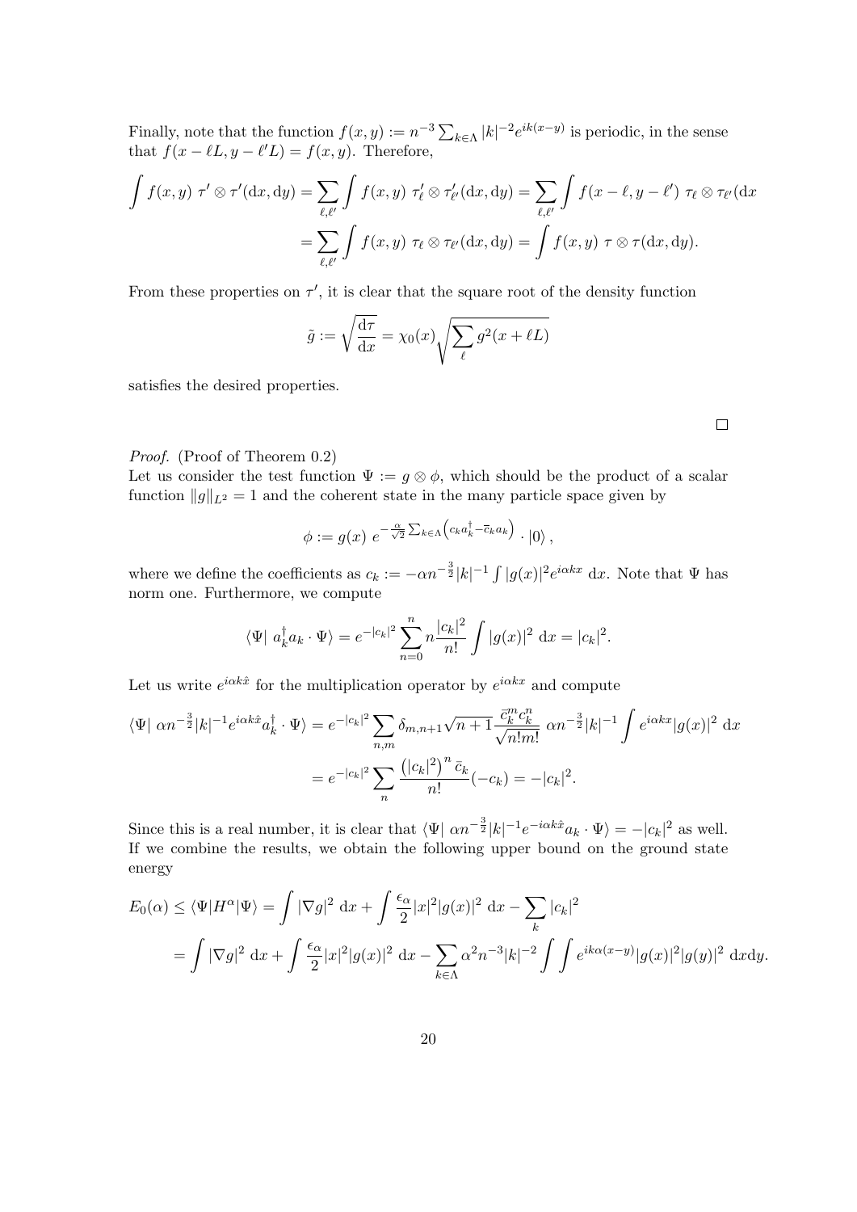Finally, note that the function $f(x,y) := n^{-3}\sum_{k\in\Lambda}|k|^{-2}e^{ik(x-y)}$ is periodic, in the sense that $f(x-\ell L, y-\ell' L) = f(x,y)$. Therefore,

$$
\begin{aligned}
\int f(x,y)\ \tau'\otimes\tau'(\mathrm{d}x,\mathrm{d}y) &= \sum_{\ell,\ell'}\int f(x,y)\ \tau'_\ell\otimes\tau'_{\ell'}(\mathrm{d}x,\mathrm{d}y) = \sum_{\ell,\ell'}\int f(x-\ell,y-\ell')\ \tau_\ell\otimes\tau_{\ell'}(\mathrm{d}x \\
&= \sum_{\ell,\ell'}\int f(x,y)\ \tau_\ell\otimes\tau_{\ell'}(\mathrm{d}x,\mathrm{d}y) = \int f(x,y)\ \tau\otimes\tau(\mathrm{d}x,\mathrm{d}y).
\end{aligned}
$$

From these properties on $\tau'$, it is clear that the square root of the density function

$$
\tilde{g} := \sqrt{\frac{\mathrm{d}\tau}{\mathrm{d}x}} = \chi_0(x)\sqrt{\sum_\ell g^2(x+\ell L)}
$$

satisfies the desired properties.

□

*Proof.* (Proof of Theorem 0.2)
Let us consider the test function $\Psi := g\otimes\phi$, which should be the product of a scalar function $\|g\|_{L^2} = 1$ and the coherent state in the many particle space given by

$$
\phi := g(x)\ e^{-\frac{\alpha}{\sqrt{2}}\sum_{k\in\Lambda}\left(c_k a_k^\dagger - \bar{c}_k a_k\right)}\cdot|0\rangle\,,
$$

where we define the coefficients as $c_k := -\alpha n^{-\frac{3}{2}}|k|^{-1}\int|g(x)|^2 e^{i\alpha kx}\ \mathrm{d}x$. Note that $\Psi$ has norm one. Furthermore, we compute

$$
\langle\Psi|\ a_k^\dagger a_k\cdot\Psi\rangle = e^{-|c_k|^2}\sum_{n=0}^n n\frac{|c_k|^2}{n!}\int|g(x)|^2\ \mathrm{d}x = |c_k|^2.
$$

Let us write $e^{i\alpha k\hat{x}}$ for the multiplication operator by $e^{i\alpha kx}$ and compute

$$
\begin{aligned}
\langle\Psi|\ \alpha n^{-\frac{3}{2}}|k|^{-1}e^{i\alpha k\hat{x}}a_k^\dagger\cdot\Psi\rangle &= e^{-|c_k|^2}\sum_{n,m}\delta_{m,n+1}\sqrt{n+1}\frac{\bar{c}_k^m c_k^n}{\sqrt{n!m!}}\ \alpha n^{-\frac{3}{2}}|k|^{-1}\int e^{i\alpha kx}|g(x)|^2\ \mathrm{d}x \\
&= e^{-|c_k|^2}\sum_n\frac{\left(|c_k|^2\right)^n\bar{c}_k}{n!}(-c_k) = -|c_k|^2.
\end{aligned}
$$

Since this is a real number, it is clear that $\langle\Psi|\ \alpha n^{-\frac{3}{2}}|k|^{-1}e^{-i\alpha k\hat{x}}a_k\cdot\Psi\rangle = -|c_k|^2$ as well. If we combine the results, we obtain the following upper bound on the ground state energy

$$
\begin{aligned}
E_0(\alpha) \leq \langle\Psi|H^\alpha|\Psi\rangle &= \int|\nabla g|^2\ \mathrm{d}x + \int\frac{\epsilon_\alpha}{2}|x|^2|g(x)|^2\ \mathrm{d}x - \sum_k|c_k|^2 \\
&= \int|\nabla g|^2\ \mathrm{d}x + \int\frac{\epsilon_\alpha}{2}|x|^2|g(x)|^2\ \mathrm{d}x - \sum_{k\in\Lambda}\alpha^2 n^{-3}|k|^{-2}\int\int e^{ik\alpha(x-y)}|g(x)|^2|g(y)|^2\ \mathrm{d}x\mathrm{d}y.
\end{aligned}
$$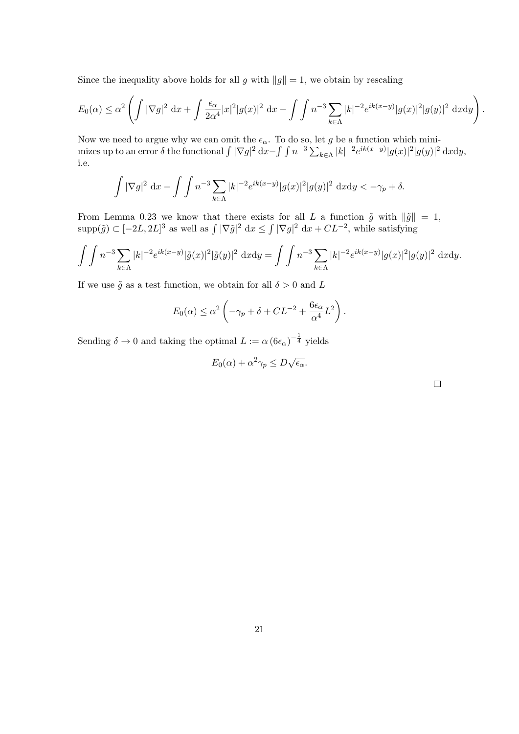Since the inequality above holds for all $g$ with $\|g\| = 1$, we obtain by rescaling

$$E_0(\alpha) \leq \alpha^2 \left( \int |\nabla g|^2 \, \mathrm{d}x + \int \frac{\epsilon_\alpha}{2\alpha^4} |x|^2 |g(x)|^2 \, \mathrm{d}x - \int \int n^{-3} \sum_{k \in \Lambda} |k|^{-2} e^{ik(x-y)} |g(x)|^2 |g(y)|^2 \, \mathrm{d}x\mathrm{d}y \right).$$

Now we need to argue why we can omit the $\epsilon_\alpha$. To do so, let $g$ be a function which minimizes up to an error $\delta$ the functional $\int |\nabla g|^2 \, \mathrm{d}x - \int \int n^{-3} \sum_{k \in \Lambda} |k|^{-2} e^{ik(x-y)} |g(x)|^2 |g(y)|^2 \, \mathrm{d}x\mathrm{d}y$, i.e.

$$\int |\nabla g|^2 \, \mathrm{d}x - \int \int n^{-3} \sum_{k \in \Lambda} |k|^{-2} e^{ik(x-y)} |g(x)|^2 |g(y)|^2 \, \mathrm{d}x\mathrm{d}y < -\gamma_p + \delta.$$

From Lemma 0.23 we know that there exists for all $L$ a function $\tilde{g}$ with $\|\tilde{g}\| = 1$, $\mathrm{supp}(\tilde{g}) \subset [-2L, 2L]^3$ as well as $\int |\nabla \tilde{g}|^2 \, \mathrm{d}x \leq \int |\nabla g|^2 \, \mathrm{d}x + CL^{-2}$, while satisfying

$$\int \int n^{-3} \sum_{k \in \Lambda} |k|^{-2} e^{ik(x-y)} |\tilde{g}(x)|^2 |\tilde{g}(y)|^2 \, \mathrm{d}x\mathrm{d}y = \int \int n^{-3} \sum_{k \in \Lambda} |k|^{-2} e^{ik(x-y)} |g(x)|^2 |g(y)|^2 \, \mathrm{d}x\mathrm{d}y.$$

If we use $\tilde{g}$ as a test function, we obtain for all $\delta > 0$ and $L$

$$E_0(\alpha) \leq \alpha^2 \left( -\gamma_p + \delta + CL^{-2} + \frac{6\epsilon_\alpha}{\alpha^4} L^2 \right).$$

Sending $\delta \to 0$ and taking the optimal $L := \alpha \left(6\epsilon_\alpha\right)^{-\frac{1}{4}}$ yields

$$E_0(\alpha) + \alpha^2 \gamma_p \leq D\sqrt{\epsilon_\alpha}.$$

□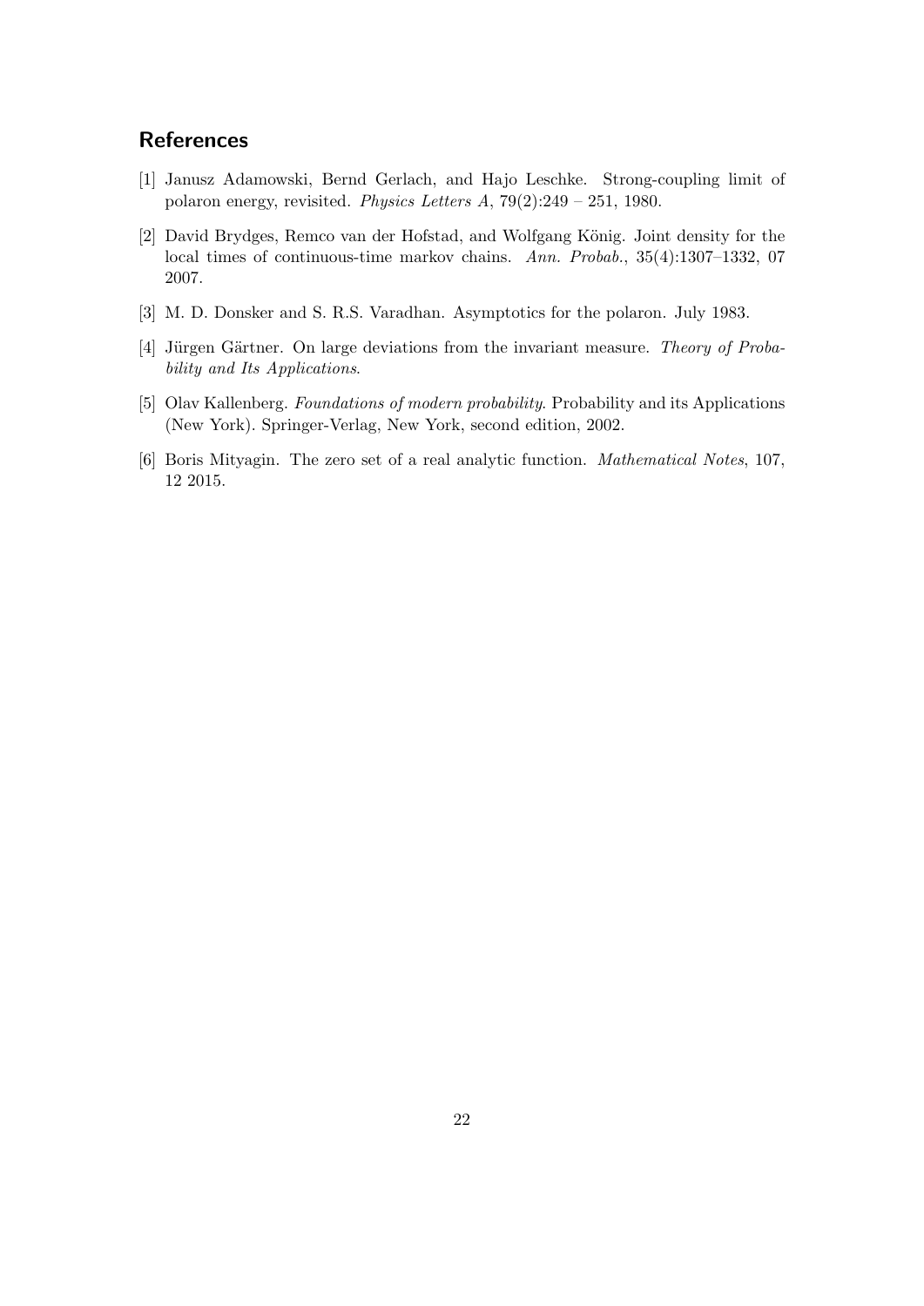## References

[1] Janusz Adamowski, Bernd Gerlach, and Hajo Leschke. Strong-coupling limit of polaron energy, revisited. *Physics Letters A*, 79(2):249 – 251, 1980.

[2] David Brydges, Remco van der Hofstad, and Wolfgang König. Joint density for the local times of continuous-time markov chains. *Ann. Probab.*, 35(4):1307–1332, 07 2007.

[3] M. D. Donsker and S. R.S. Varadhan. Asymptotics for the polaron. July 1983.

[4] Jürgen Gärtner. On large deviations from the invariant measure. *Theory of Probability and Its Applications*.

[5] Olav Kallenberg. *Foundations of modern probability*. Probability and its Applications (New York). Springer-Verlag, New York, second edition, 2002.

[6] Boris Mityagin. The zero set of a real analytic function. *Mathematical Notes*, 107, 12 2015.